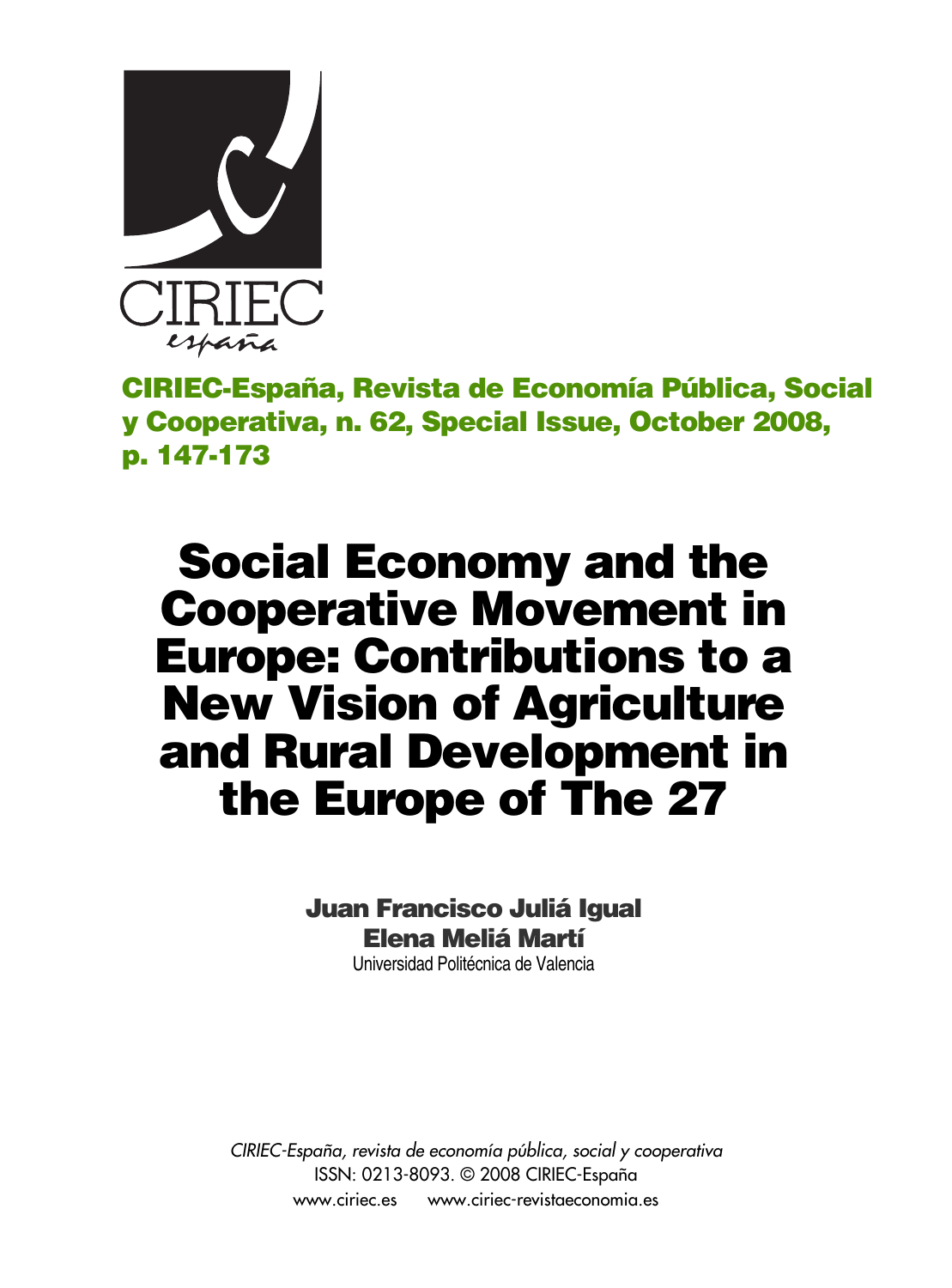CIRIEC españa

**CIRIEC-España, Revista de Economía Pública, Social y Cooperativa, n. 62, Special Issue, October 2008, p. 147-173**

# Social Economy and the Cooperative Movement in Europe: Contributions to a New Vision of Agriculture and Rural Development in the Europe of The 27

**Juan Francisco Juliá Igual**
**Elena Meliá Martí**
Universidad Politécnica de Valencia

*CIRIEC-España, revista de economía pública, social y cooperativa*
ISSN: 0213-8093. © 2008 CIRIEC-España
www.ciriec.es www.ciriec-revistaeconomia.es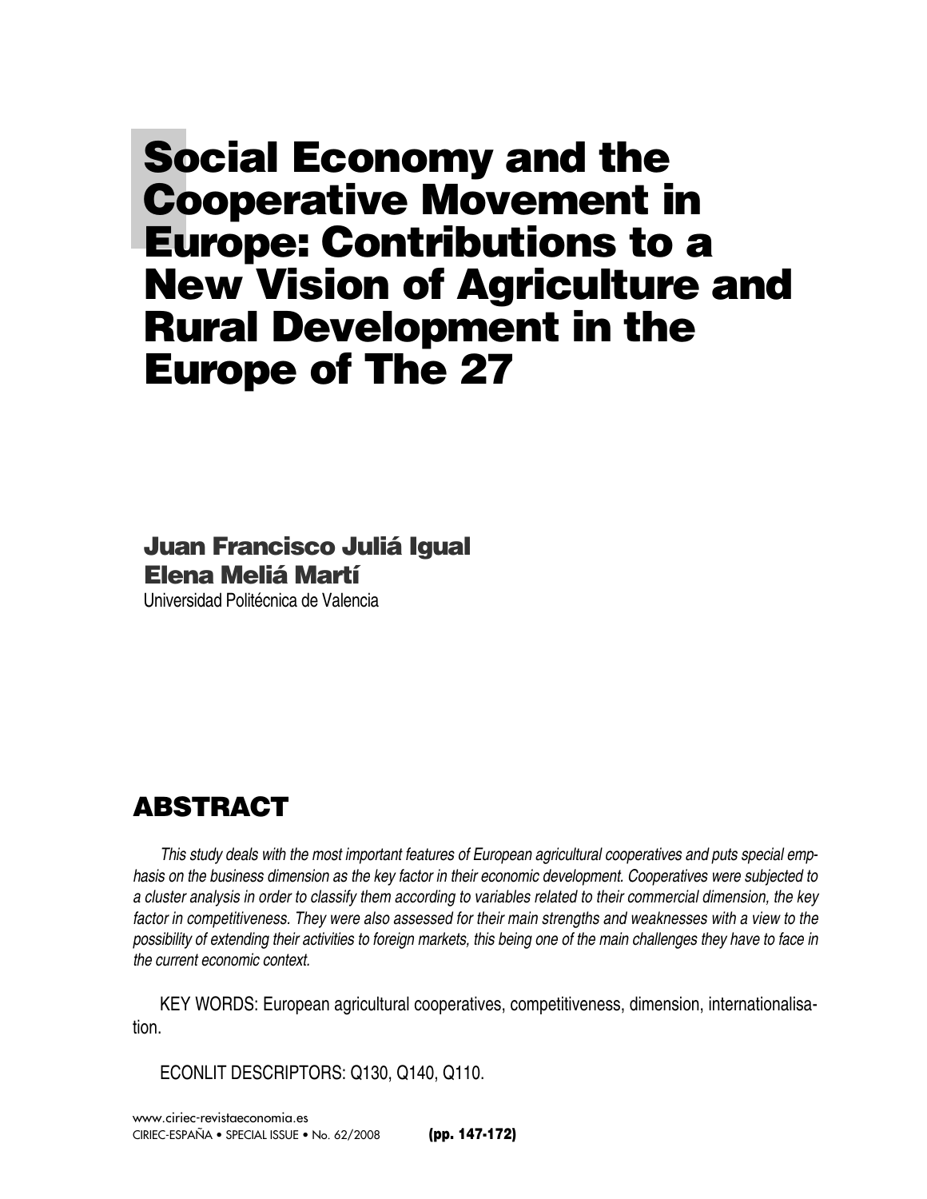# Social Economy and the Cooperative Movement in Europe: Contributions to a New Vision of Agriculture and Rural Development in the Europe of The 27

**Juan Francisco Juliá Igual**
**Elena Meliá Martí**
Universidad Politécnica de Valencia

## ABSTRACT

*This study deals with the most important features of European agricultural cooperatives and puts special emphasis on the business dimension as the key factor in their economic development. Cooperatives were subjected to a cluster analysis in order to classify them according to variables related to their commercial dimension, the key factor in competitiveness. They were also assessed for their main strengths and weaknesses with a view to the possibility of extending their activities to foreign markets, this being one of the main challenges they have to face in the current economic context.*

KEY WORDS: European agricultural cooperatives, competitiveness, dimension, internationalisation.

ECONLIT DESCRIPTORS: Q130, Q140, Q110.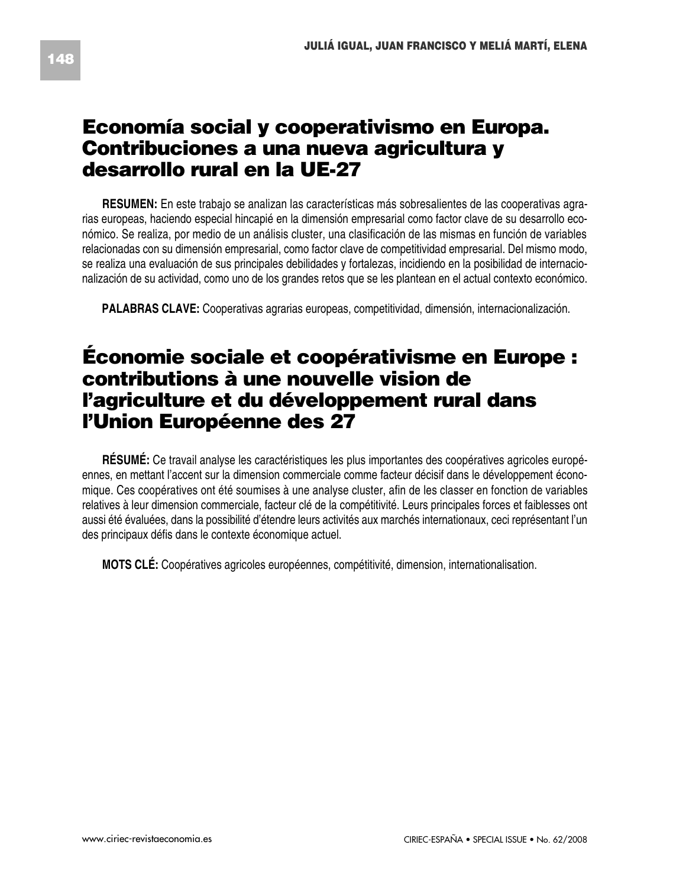# Economía social y cooperativismo en Europa. Contribuciones a una nueva agricultura y desarrollo rural en la UE-27

**RESUMEN:** En este trabajo se analizan las características más sobresalientes de las cooperativas agrarias europeas, haciendo especial hincapié en la dimensión empresarial como factor clave de su desarrollo económico. Se realiza, por medio de un análisis cluster, una clasificación de las mismas en función de variables relacionadas con su dimensión empresarial, como factor clave de competitividad empresarial. Del mismo modo, se realiza una evaluación de sus principales debilidades y fortalezas, incidiendo en la posibilidad de internacionalización de su actividad, como uno de los grandes retos que se les plantean en el actual contexto económico.

**PALABRAS CLAVE:** Cooperativas agrarias europeas, competitividad, dimensión, internacionalización.

# Économie sociale et coopérativisme en Europe : contributions à une nouvelle vision de l'agriculture et du développement rural dans l'Union Européenne des 27

**RÉSUMÉ:** Ce travail analyse les caractéristiques les plus importantes des coopératives agricoles européennes, en mettant l'accent sur la dimension commerciale comme facteur décisif dans le développement économique. Ces coopératives ont été soumises à une analyse cluster, afin de les classer en fonction de variables relatives à leur dimension commerciale, facteur clé de la compétitivité. Leurs principales forces et faiblesses ont aussi été évaluées, dans la possibilité d'étendre leurs activités aux marchés internationaux, ceci représentant l'un des principaux défis dans le contexte économique actuel.

**MOTS CLÉ:** Coopératives agricoles européennes, compétitivité, dimension, internationalisation.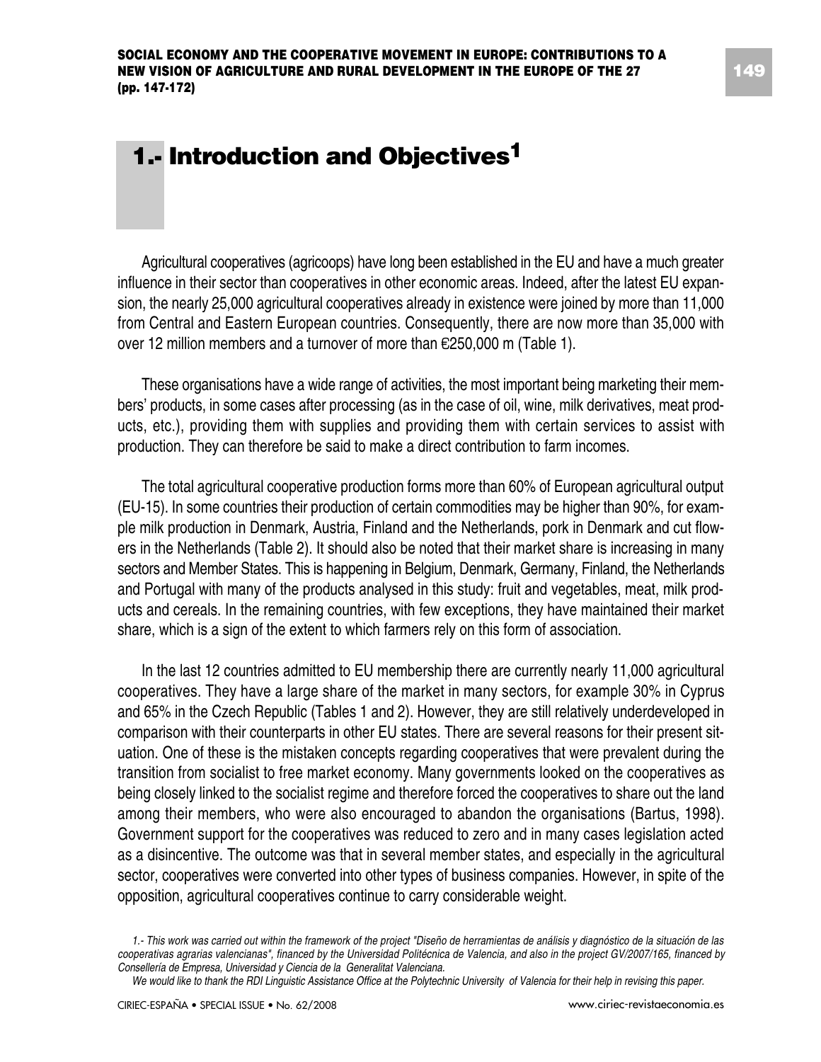# 1.- Introduction and Objectives[1]

Agricultural cooperatives (agricoops) have long been established in the EU and have a much greater influence in their sector than cooperatives in other economic areas. Indeed, after the latest EU expansion, the nearly 25,000 agricultural cooperatives already in existence were joined by more than 11,000 from Central and Eastern European countries. Consequently, there are now more than 35,000 with over 12 million members and a turnover of more than €250,000 m (Table 1).

These organisations have a wide range of activities, the most important being marketing their members' products, in some cases after processing (as in the case of oil, wine, milk derivatives, meat products, etc.), providing them with supplies and providing them with certain services to assist with production. They can therefore be said to make a direct contribution to farm incomes.

The total agricultural cooperative production forms more than 60% of European agricultural output (EU-15). In some countries their production of certain commodities may be higher than 90%, for example milk production in Denmark, Austria, Finland and the Netherlands, pork in Denmark and cut flowers in the Netherlands (Table 2). It should also be noted that their market share is increasing in many sectors and Member States. This is happening in Belgium, Denmark, Germany, Finland, the Netherlands and Portugal with many of the products analysed in this study: fruit and vegetables, meat, milk products and cereals. In the remaining countries, with few exceptions, they have maintained their market share, which is a sign of the extent to which farmers rely on this form of association.

In the last 12 countries admitted to EU membership there are currently nearly 11,000 agricultural cooperatives. They have a large share of the market in many sectors, for example 30% in Cyprus and 65% in the Czech Republic (Tables 1 and 2). However, they are still relatively underdeveloped in comparison with their counterparts in other EU states. There are several reasons for their present situation. One of these is the mistaken concepts regarding cooperatives that were prevalent during the transition from socialist to free market economy. Many governments looked on the cooperatives as being closely linked to the socialist regime and therefore forced the cooperatives to share out the land among their members, who were also encouraged to abandon the organisations (Bartus, 1998). Government support for the cooperatives was reduced to zero and in many cases legislation acted as a disincentive. The outcome was that in several member states, and especially in the agricultural sector, cooperatives were converted into other types of business companies. However, in spite of the opposition, agricultural cooperatives continue to carry considerable weight.

*1.- This work was carried out within the framework of the project "Diseño de herramientas de análisis y diagnóstico de la situación de las cooperativas agrarias valencianas", financed by the Universidad Politécnica de Valencia, and also in the project GV/2007/165, financed by Consellería de Empresa, Universidad y Ciencia de la Generalitat Valenciana.*

*We would like to thank the RDI Linguistic Assistance Office at the Polytechnic University of Valencia for their help in revising this paper.*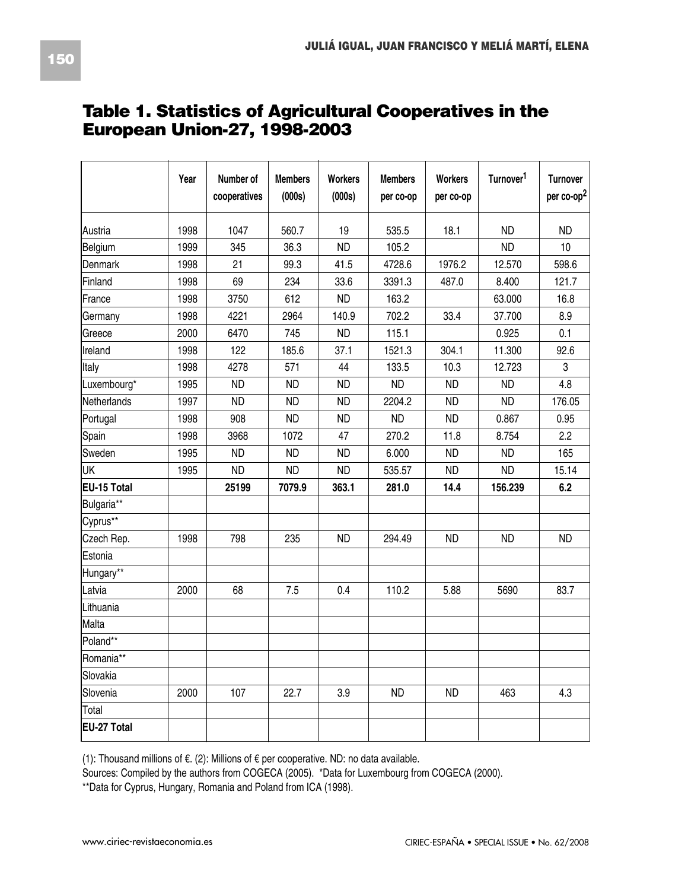## Table 1. Statistics of Agricultural Cooperatives in the European Union-27, 1998-2003

| | Year | Number of cooperatives | Members (000s) | Workers (000s) | Members per co-op | Workers per co-op | Turnover[1] | Turnover per co-op[2] |
|---|---|---|---|---|---|---|---|---|
| Austria | 1998 | 1047 | 560.7 | 19 | 535.5 | 18.1 | ND | ND |
| Belgium | 1999 | 345 | 36.3 | ND | 105.2 | | ND | 10 |
| Denmark | 1998 | 21 | 99.3 | 41.5 | 4728.6 | 1976.2 | 12.570 | 598.6 |
| Finland | 1998 | 69 | 234 | 33.6 | 3391.3 | 487.0 | 8.400 | 121.7 |
| France | 1998 | 3750 | 612 | ND | 163.2 | | 63.000 | 16.8 |
| Germany | 1998 | 4221 | 2964 | 140.9 | 702.2 | 33.4 | 37.700 | 8.9 |
| Greece | 2000 | 6470 | 745 | ND | 115.1 | | 0.925 | 0.1 |
| Ireland | 1998 | 122 | 185.6 | 37.1 | 1521.3 | 304.1 | 11.300 | 92.6 |
| Italy | 1998 | 4278 | 571 | 44 | 133.5 | 10.3 | 12.723 | 3 |
| Luxembourg* | 1995 | ND | ND | ND | ND | ND | ND | 4.8 |
| Netherlands | 1997 | ND | ND | ND | 2204.2 | ND | ND | 176.05 |
| Portugal | 1998 | 908 | ND | ND | ND | ND | 0.867 | 0.95 |
| Spain | 1998 | 3968 | 1072 | 47 | 270.2 | 11.8 | 8.754 | 2.2 |
| Sweden | 1995 | ND | ND | ND | 6.000 | ND | ND | 165 |
| UK | 1995 | ND | ND | ND | 535.57 | ND | ND | 15.14 |
| **EU-15 Total** | | **25199** | **7079.9** | **363.1** | **281.0** | **14.4** | **156.239** | **6.2** |
| Bulgaria** | | | | | | | | |
| Cyprus** | | | | | | | | |
| Czech Rep. | 1998 | 798 | 235 | ND | 294.49 | ND | ND | ND |
| Estonia | | | | | | | | |
| Hungary** | | | | | | | | |
| Latvia | 2000 | 68 | 7.5 | 0.4 | 110.2 | 5.88 | 5690 | 83.7 |
| Lithuania | | | | | | | | |
| Malta | | | | | | | | |
| Poland** | | | | | | | | |
| Romania** | | | | | | | | |
| Slovakia | | | | | | | | |
| Slovenia | 2000 | 107 | 22.7 | 3.9 | ND | ND | 463 | 4.3 |
| Total | | | | | | | | |
| **EU-27 Total** | | | | | | | | |

(1): Thousand millions of €. (2): Millions of € per cooperative. ND: no data available.

Sources: Compiled by the authors from COGECA (2005). *Data for Luxembourg from COGECA (2000).

**Data for Cyprus, Hungary, Romania and Poland from ICA (1998).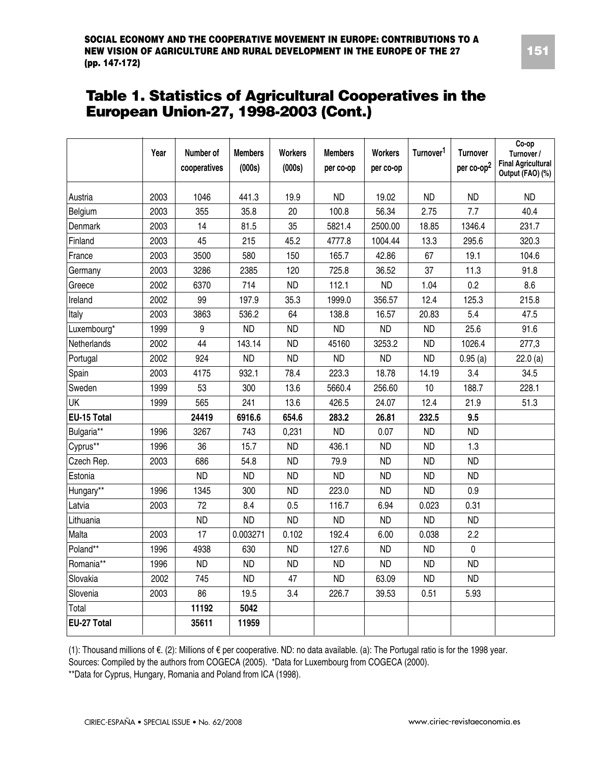## Table 1. Statistics of Agricultural Cooperatives in the European Union-27, 1998-2003 (Cont.)

| | Year | Number of cooperatives | Members (000s) | Workers (000s) | Members per co-op | Workers per co-op | Turnover[1] | Turnover per co-op[2] | Co-op Turnover / Final Agricultural Output (FAO) (%) |
|---|---|---|---|---|---|---|---|---|---|
| Austria | 2003 | 1046 | 441.3 | 19.9 | ND | 19.02 | ND | ND | ND |
| Belgium | 2003 | 355 | 35.8 | 20 | 100.8 | 56.34 | 2.75 | 7.7 | 40.4 |
| Denmark | 2003 | 14 | 81.5 | 35 | 5821.4 | 2500.00 | 18.85 | 1346.4 | 231.7 |
| Finland | 2003 | 45 | 215 | 45.2 | 4777.8 | 1004.44 | 13.3 | 295.6 | 320.3 |
| France | 2003 | 3500 | 580 | 150 | 165.7 | 42.86 | 67 | 19.1 | 104.6 |
| Germany | 2003 | 3286 | 2385 | 120 | 725.8 | 36.52 | 37 | 11.3 | 91.8 |
| Greece | 2002 | 6370 | 714 | ND | 112.1 | ND | 1.04 | 0.2 | 8.6 |
| Ireland | 2002 | 99 | 197.9 | 35.3 | 1999.0 | 356.57 | 12.4 | 125.3 | 215.8 |
| Italy | 2003 | 3863 | 536.2 | 64 | 138.8 | 16.57 | 20.83 | 5.4 | 47.5 |
| Luxembourg* | 1999 | 9 | ND | ND | ND | ND | ND | 25.6 | 91.6 |
| Netherlands | 2002 | 44 | 143.14 | ND | 45160 | 3253.2 | ND | 1026.4 | 277,3 |
| Portugal | 2002 | 924 | ND | ND | ND | ND | ND | 0.95 (a) | 22.0 (a) |
| Spain | 2003 | 4175 | 932.1 | 78.4 | 223.3 | 18.78 | 14.19 | 3.4 | 34.5 |
| Sweden | 1999 | 53 | 300 | 13.6 | 5660.4 | 256.60 | 10 | 188.7 | 228.1 |
| UK | 1999 | 565 | 241 | 13.6 | 426.5 | 24.07 | 12.4 | 21.9 | 51.3 |
| **EU-15 Total** | | **24419** | **6916.6** | **654.6** | **283.2** | **26.81** | **232.5** | **9.5** | |
| Bulgaria** | 1996 | 3267 | 743 | 0,231 | ND | 0.07 | ND | ND | |
| Cyprus** | 1996 | 36 | 15.7 | ND | 436.1 | ND | ND | 1.3 | |
| Czech Rep. | 2003 | 686 | 54.8 | ND | 79.9 | ND | ND | ND | |
| Estonia | | ND | ND | ND | ND | ND | ND | ND | |
| Hungary** | 1996 | 1345 | 300 | ND | 223.0 | ND | ND | 0.9 | |
| Latvia | 2003 | 72 | 8.4 | 0.5 | 116.7 | 6.94 | 0.023 | 0.31 | |
| Lithuania | | ND | ND | ND | ND | ND | ND | ND | |
| Malta | 2003 | 17 | 0.003271 | 0.102 | 192.4 | 6.00 | 0.038 | 2.2 | |
| Poland** | 1996 | 4938 | 630 | ND | 127.6 | ND | ND | 0 | |
| Romania** | 1996 | ND | ND | ND | ND | ND | ND | ND | |
| Slovakia | 2002 | 745 | ND | 47 | ND | 63.09 | ND | ND | |
| Slovenia | 2003 | 86 | 19.5 | 3.4 | 226.7 | 39.53 | 0.51 | 5.93 | |
| Total | | **11192** | **5042** | | | | | | |
| **EU-27 Total** | | **35611** | **11959** | | | | | | |

(1): Thousand millions of €. (2): Millions of € per cooperative. ND: no data available. (a): The Portugal ratio is for the 1998 year.
Sources: Compiled by the authors from COGECA (2005). *Data for Luxembourg from COGECA (2000).
**Data for Cyprus, Hungary, Romania and Poland from ICA (1998).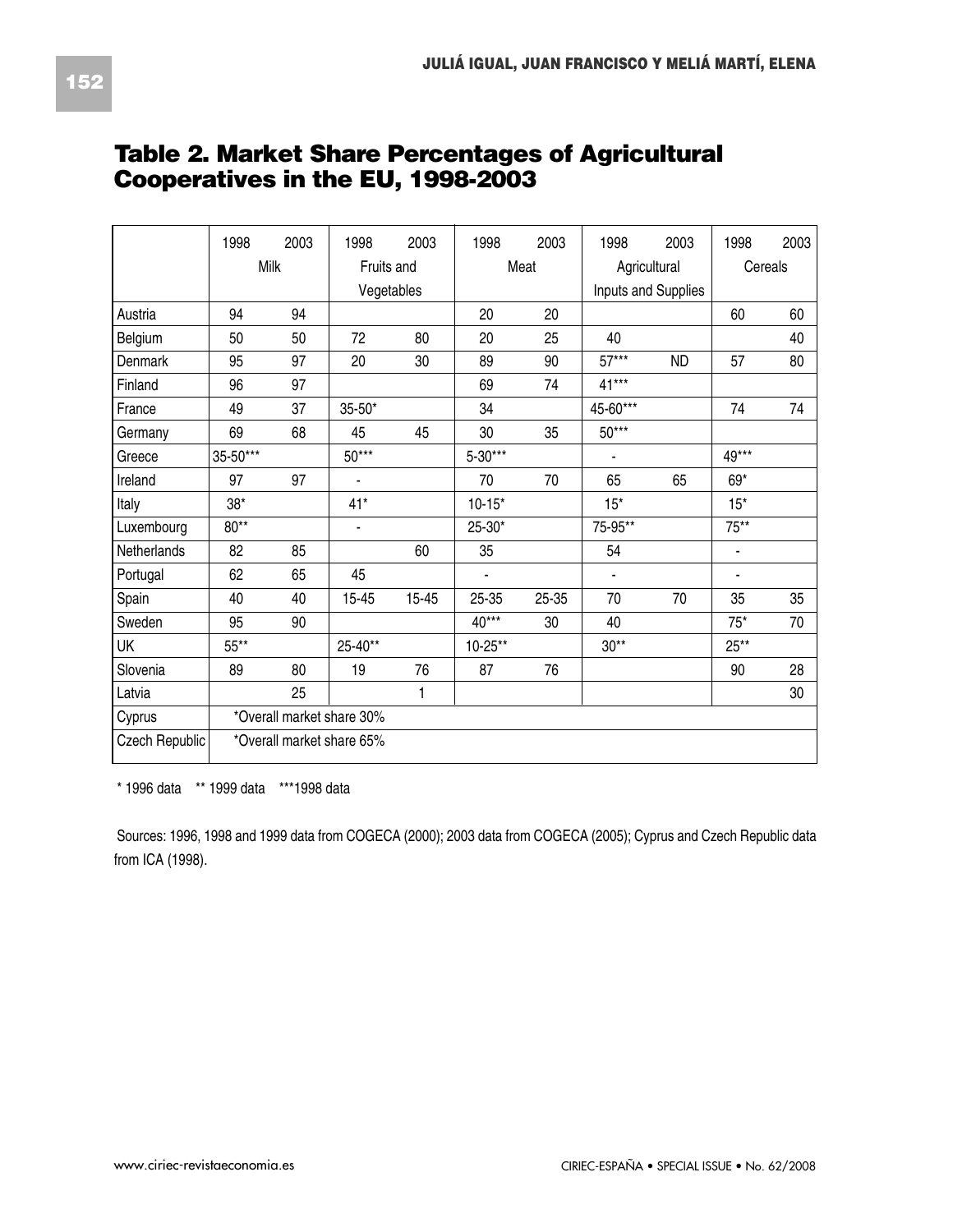## Table 2. Market Share Percentages of Agricultural Cooperatives in the EU, 1998-2003

| | 1998 | 2003 | 1998 | 2003 | 1998 | 2003 | 1998 | 2003 | 1998 | 2003 |
|---|---|---|---|---|---|---|---|---|---|---|
| | Milk | | Fruits and Vegetables | | Meat | | Agricultural Inputs and Supplies | | Cereals | |
| Austria | 94 | 94 | | | 20 | 20 | | | 60 | 60 |
| Belgium | 50 | 50 | 72 | 80 | 20 | 25 | 40 | | | 40 |
| Denmark | 95 | 97 | 20 | 30 | 89 | 90 | 57*** | ND | 57 | 80 |
| Finland | 96 | 97 | | | 69 | 74 | 41*** | | | |
| France | 49 | 37 | 35-50* | | 34 | | 45-60*** | | 74 | 74 |
| Germany | 69 | 68 | 45 | 45 | 30 | 35 | 50*** | | | |
| Greece | 35-50*** | | 50*** | | 5-30*** | | - | | 49*** | |
| Ireland | 97 | 97 | - | | 70 | 70 | 65 | 65 | 69* | |
| Italy | 38* | | 41* | | 10-15* | | 15* | | 15* | |
| Luxembourg | 80** | | - | | 25-30* | | 75-95** | | 75** | |
| Netherlands | 82 | 85 | | 60 | 35 | | 54 | | - | |
| Portugal | 62 | 65 | 45 | | - | | - | | - | |
| Spain | 40 | 40 | 15-45 | 15-45 | 25-35 | 25-35 | 70 | 70 | 35 | 35 |
| Sweden | 95 | 90 | | | 40*** | 30 | 40 | | 75* | 70 |
| UK | 55** | | 25-40** | | 10-25** | | 30** | | 25** | |
| Slovenia | 89 | 80 | 19 | 76 | 87 | 76 | | | 90 | 28 |
| Latvia | | 25 | | 1 | | | | | | 30 |
| Cyprus | *Overall market share 30% | | | | | | | | | |
| Czech Republic | *Overall market share 65% | | | | | | | | | |

\* 1996 data  ** 1999 data  ***1998 data

Sources: 1996, 1998 and 1999 data from COGECA (2000); 2003 data from COGECA (2005); Cyprus and Czech Republic data from ICA (1998).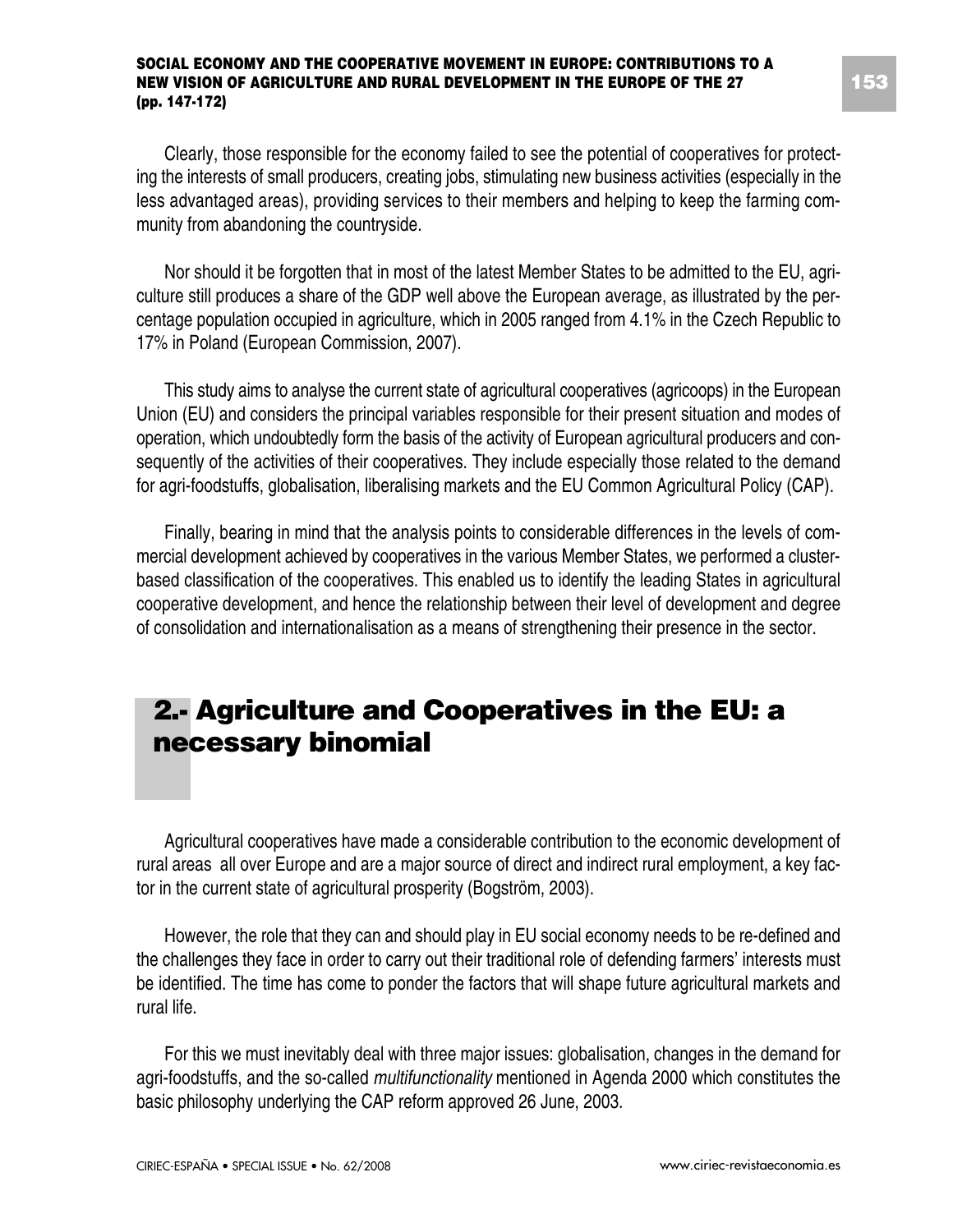Clearly, those responsible for the economy failed to see the potential of cooperatives for protecting the interests of small producers, creating jobs, stimulating new business activities (especially in the less advantaged areas), providing services to their members and helping to keep the farming community from abandoning the countryside.

Nor should it be forgotten that in most of the latest Member States to be admitted to the EU, agriculture still produces a share of the GDP well above the European average, as illustrated by the percentage population occupied in agriculture, which in 2005 ranged from 4.1% in the Czech Republic to 17% in Poland (European Commission, 2007).

This study aims to analyse the current state of agricultural cooperatives (agricoops) in the European Union (EU) and considers the principal variables responsible for their present situation and modes of operation, which undoubtedly form the basis of the activity of European agricultural producers and consequently of the activities of their cooperatives. They include especially those related to the demand for agri-foodstuffs, globalisation, liberalising markets and the EU Common Agricultural Policy (CAP).

Finally, bearing in mind that the analysis points to considerable differences in the levels of commercial development achieved by cooperatives in the various Member States, we performed a cluster-based classification of the cooperatives. This enabled us to identify the leading States in agricultural cooperative development, and hence the relationship between their level of development and degree of consolidation and internationalisation as a means of strengthening their presence in the sector.

## 2.- Agriculture and Cooperatives in the EU: a necessary binomial

Agricultural cooperatives have made a considerable contribution to the economic development of rural areas all over Europe and are a major source of direct and indirect rural employment, a key factor in the current state of agricultural prosperity (Bogström, 2003).

However, the role that they can and should play in EU social economy needs to be re-defined and the challenges they face in order to carry out their traditional role of defending farmers' interests must be identified. The time has come to ponder the factors that will shape future agricultural markets and rural life.

For this we must inevitably deal with three major issues: globalisation, changes in the demand for agri-foodstuffs, and the so-called *multifunctionality* mentioned in Agenda 2000 which constitutes the basic philosophy underlying the CAP reform approved 26 June, 2003.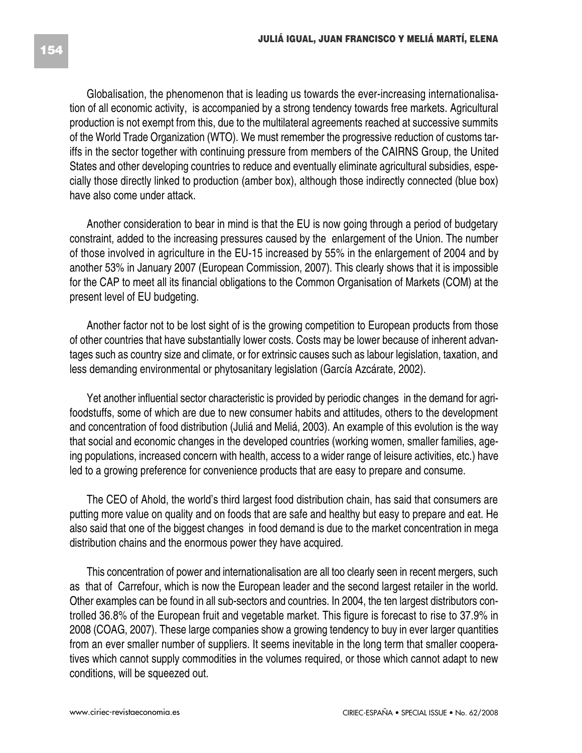Globalisation, the phenomenon that is leading us towards the ever-increasing internationalisation of all economic activity, is accompanied by a strong tendency towards free markets. Agricultural production is not exempt from this, due to the multilateral agreements reached at successive summits of the World Trade Organization (WTO). We must remember the progressive reduction of customs tariffs in the sector together with continuing pressure from members of the CAIRNS Group, the United States and other developing countries to reduce and eventually eliminate agricultural subsidies, especially those directly linked to production (amber box), although those indirectly connected (blue box) have also come under attack.

Another consideration to bear in mind is that the EU is now going through a period of budgetary constraint, added to the increasing pressures caused by the enlargement of the Union. The number of those involved in agriculture in the EU-15 increased by 55% in the enlargement of 2004 and by another 53% in January 2007 (European Commission, 2007). This clearly shows that it is impossible for the CAP to meet all its financial obligations to the Common Organisation of Markets (COM) at the present level of EU budgeting.

Another factor not to be lost sight of is the growing competition to European products from those of other countries that have substantially lower costs. Costs may be lower because of inherent advantages such as country size and climate, or for extrinsic causes such as labour legislation, taxation, and less demanding environmental or phytosanitary legislation (García Azcárate, 2002).

Yet another influential sector characteristic is provided by periodic changes in the demand for agri-foodstuffs, some of which are due to new consumer habits and attitudes, others to the development and concentration of food distribution (Juliá and Meliá, 2003). An example of this evolution is the way that social and economic changes in the developed countries (working women, smaller families, ageing populations, increased concern with health, access to a wider range of leisure activities, etc.) have led to a growing preference for convenience products that are easy to prepare and consume.

The CEO of Ahold, the world's third largest food distribution chain, has said that consumers are putting more value on quality and on foods that are safe and healthy but easy to prepare and eat. He also said that one of the biggest changes in food demand is due to the market concentration in mega distribution chains and the enormous power they have acquired.

This concentration of power and internationalisation are all too clearly seen in recent mergers, such as that of Carrefour, which is now the European leader and the second largest retailer in the world. Other examples can be found in all sub-sectors and countries. In 2004, the ten largest distributors controlled 36.8% of the European fruit and vegetable market. This figure is forecast to rise to 37.9% in 2008 (COAG, 2007). These large companies show a growing tendency to buy in ever larger quantities from an ever smaller number of suppliers. It seems inevitable in the long term that smaller cooperatives which cannot supply commodities in the volumes required, or those which cannot adapt to new conditions, will be squeezed out.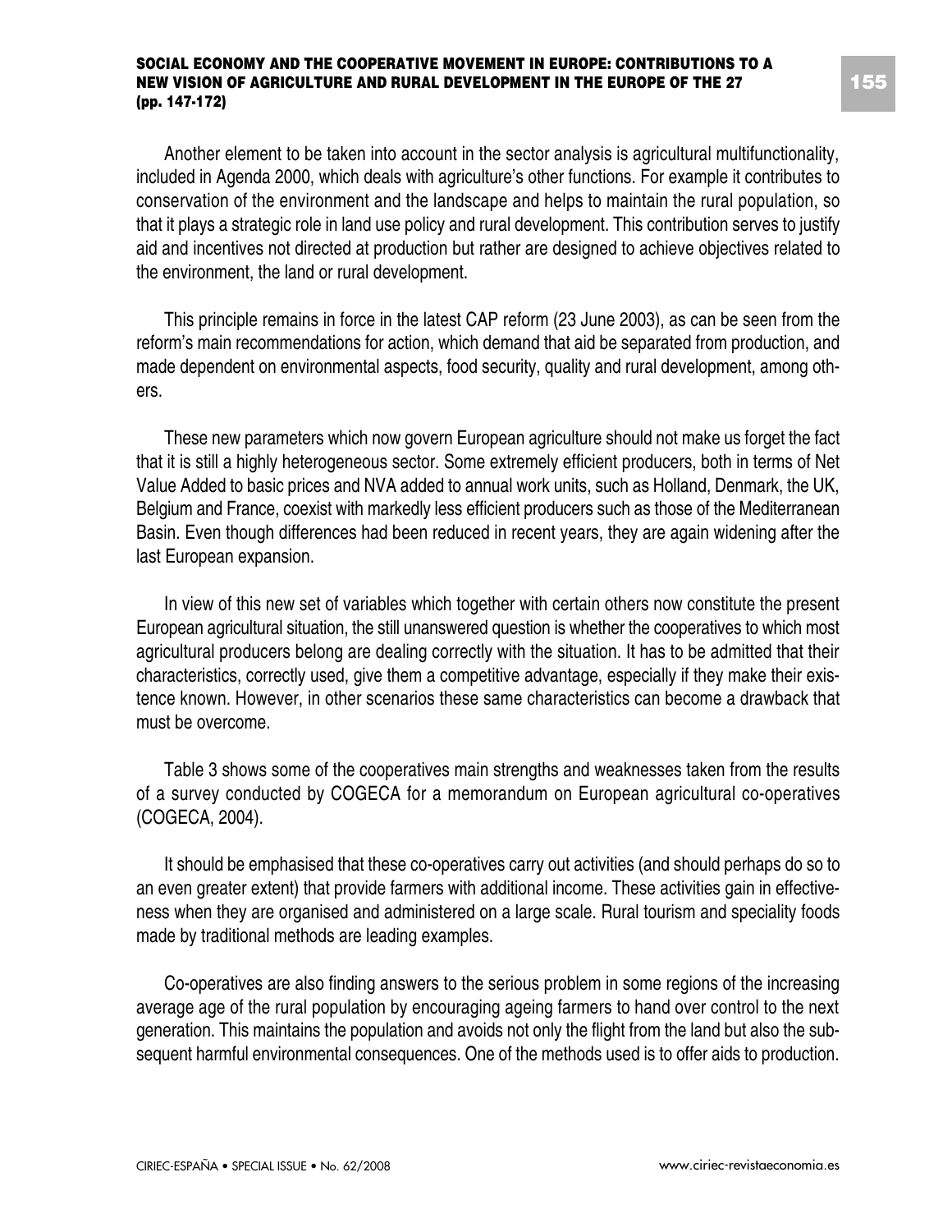Another element to be taken into account in the sector analysis is agricultural multifunctionality, included in Agenda 2000, which deals with agriculture's other functions. For example it contributes to conservation of the environment and the landscape and helps to maintain the rural population, so that it plays a strategic role in land use policy and rural development. This contribution serves to justify aid and incentives not directed at production but rather are designed to achieve objectives related to the environment, the land or rural development.

This principle remains in force in the latest CAP reform (23 June 2003), as can be seen from the reform's main recommendations for action, which demand that aid be separated from production, and made dependent on environmental aspects, food security, quality and rural development, among others.

These new parameters which now govern European agriculture should not make us forget the fact that it is still a highly heterogeneous sector. Some extremely efficient producers, both in terms of Net Value Added to basic prices and NVA added to annual work units, such as Holland, Denmark, the UK, Belgium and France, coexist with markedly less efficient producers such as those of the Mediterranean Basin. Even though differences had been reduced in recent years, they are again widening after the last European expansion.

In view of this new set of variables which together with certain others now constitute the present European agricultural situation, the still unanswered question is whether the cooperatives to which most agricultural producers belong are dealing correctly with the situation. It has to be admitted that their characteristics, correctly used, give them a competitive advantage, especially if they make their existence known. However, in other scenarios these same characteristics can become a drawback that must be overcome.

Table 3 shows some of the cooperatives main strengths and weaknesses taken from the results of a survey conducted by COGECA for a memorandum on European agricultural co-operatives (COGECA, 2004).

It should be emphasised that these co-operatives carry out activities (and should perhaps do so to an even greater extent) that provide farmers with additional income. These activities gain in effectiveness when they are organised and administered on a large scale. Rural tourism and speciality foods made by traditional methods are leading examples.

Co-operatives are also finding answers to the serious problem in some regions of the increasing average age of the rural population by encouraging ageing farmers to hand over control to the next generation. This maintains the population and avoids not only the flight from the land but also the subsequent harmful environmental consequences. One of the methods used is to offer aids to production.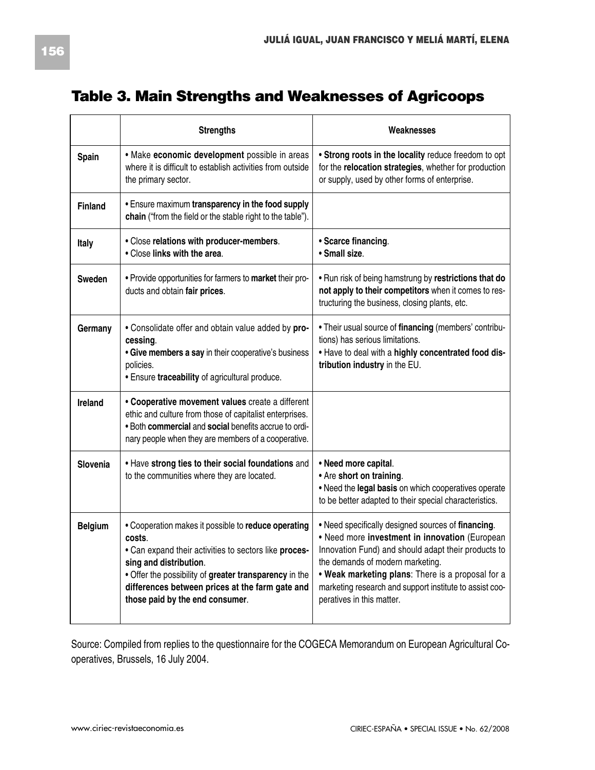## Table 3. Main Strengths and Weaknesses of Agricoops

| | Strengths | Weaknesses |
|---|---|---|
| **Spain** | • Make **economic development** possible in areas where it is difficult to establish activities from outside the primary sector. | **• Strong roots in the locality** reduce freedom to opt for the **relocation strategies**, whether for production or supply, used by other forms of enterprise. |
| **Finland** | • Ensure maximum **transparency in the food supply chain** ("from the field or the stable right to the table"). | |
| **Italy** | • Close **relations with producer-members**.<br>• Close **links with the area**. | **• Scarce financing**.<br>**• Small size**. |
| **Sweden** | • Provide opportunities for farmers to **market** their products and obtain **fair prices**. | • Run risk of being hamstrung by **restrictions that do not apply to their competitors** when it comes to restructuring the business, closing plants, etc. |
| **Germany** | • Consolidate offer and obtain value added by **processing**.<br>**• Give members a say** in their cooperative's business policies.<br>• Ensure **traceability** of agricultural produce. | • Their usual source of **financing** (members' contributions) has serious limitations.<br>• Have to deal with a **highly concentrated food distribution industry** in the EU. |
| **Ireland** | **• Cooperative movement values** create a different ethic and culture from those of capitalist enterprises.<br>• Both **commercial** and **social** benefits accrue to ordinary people when they are members of a cooperative. | |
| **Slovenia** | • Have **strong ties to their social foundations** and to the communities where they are located. | **• Need more capital**.<br>• Are **short on training**.<br>• Need the **legal basis** on which cooperatives operate to be better adapted to their special characteristics. |
| **Belgium** | • Cooperation makes it possible to **reduce operating costs**.<br>• Can expand their activities to sectors like **processing and distribution**.<br>• Offer the possibility of **greater transparency** in the **differences between prices at the farm gate and those paid by the end consumer**. | • Need specifically designed sources of **financing**.<br>• Need more **investment in innovation** (European Innovation Fund) and should adapt their products to the demands of modern marketing.<br>**• Weak marketing plans**: There is a proposal for a marketing research and support institute to assist cooperatives in this matter. |

Source: Compiled from replies to the questionnaire for the COGECA Memorandum on European Agricultural Cooperatives, Brussels, 16 July 2004.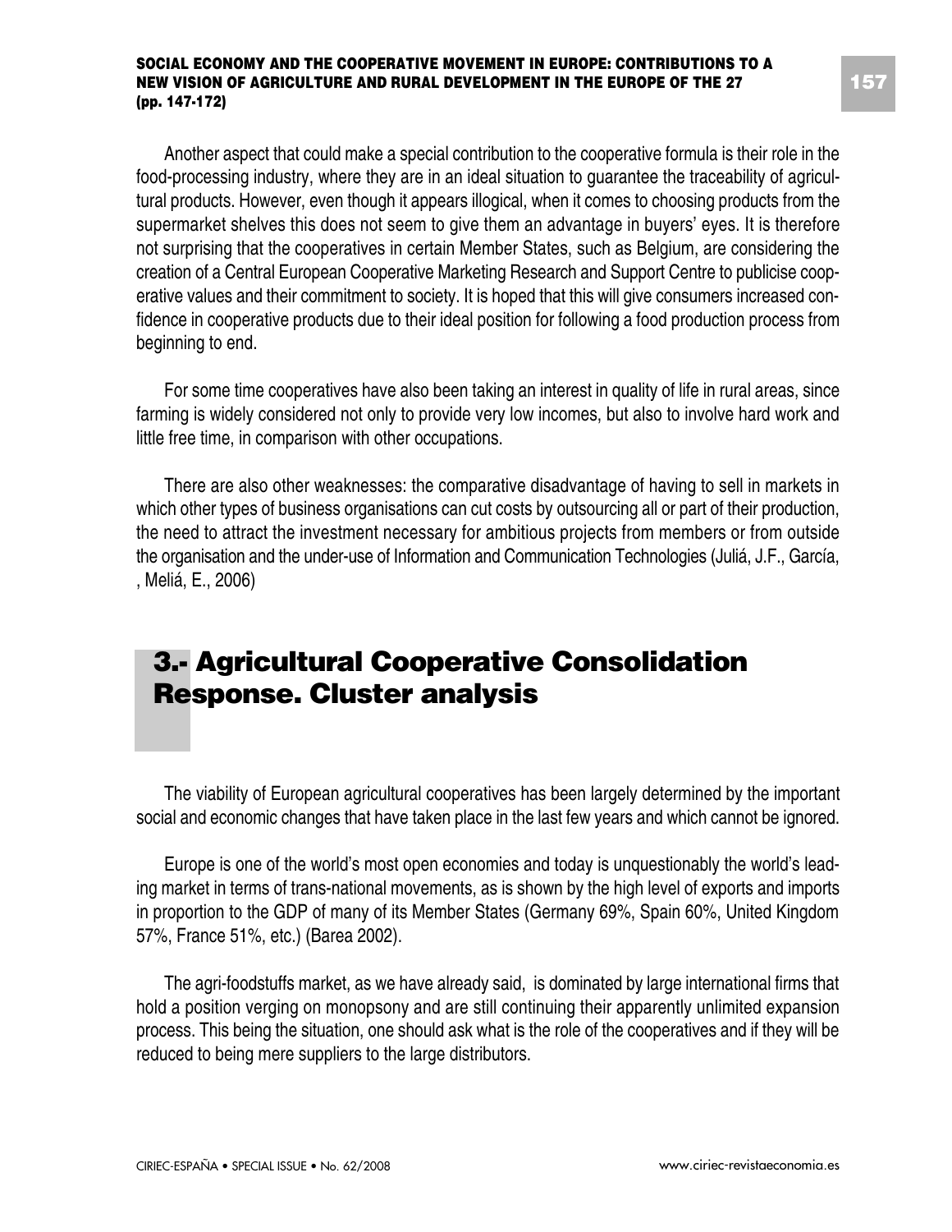Another aspect that could make a special contribution to the cooperative formula is their role in the food-processing industry, where they are in an ideal situation to guarantee the traceability of agricultural products. However, even though it appears illogical, when it comes to choosing products from the supermarket shelves this does not seem to give them an advantage in buyers' eyes. It is therefore not surprising that the cooperatives in certain Member States, such as Belgium, are considering the creation of a Central European Cooperative Marketing Research and Support Centre to publicise cooperative values and their commitment to society. It is hoped that this will give consumers increased confidence in cooperative products due to their ideal position for following a food production process from beginning to end.

For some time cooperatives have also been taking an interest in quality of life in rural areas, since farming is widely considered not only to provide very low incomes, but also to involve hard work and little free time, in comparison with other occupations.

There are also other weaknesses: the comparative disadvantage of having to sell in markets in which other types of business organisations can cut costs by outsourcing all or part of their production, the need to attract the investment necessary for ambitious projects from members or from outside the organisation and the under-use of Information and Communication Technologies (Juliá, J.F., García, , Meliá, E., 2006)

## 3.- Agricultural Cooperative Consolidation Response. Cluster analysis

The viability of European agricultural cooperatives has been largely determined by the important social and economic changes that have taken place in the last few years and which cannot be ignored.

Europe is one of the world's most open economies and today is unquestionably the world's leading market in terms of trans-national movements, as is shown by the high level of exports and imports in proportion to the GDP of many of its Member States (Germany 69%, Spain 60%, United Kingdom 57%, France 51%, etc.) (Barea 2002).

The agri-foodstuffs market, as we have already said, is dominated by large international firms that hold a position verging on monopsony and are still continuing their apparently unlimited expansion process. This being the situation, one should ask what is the role of the cooperatives and if they will be reduced to being mere suppliers to the large distributors.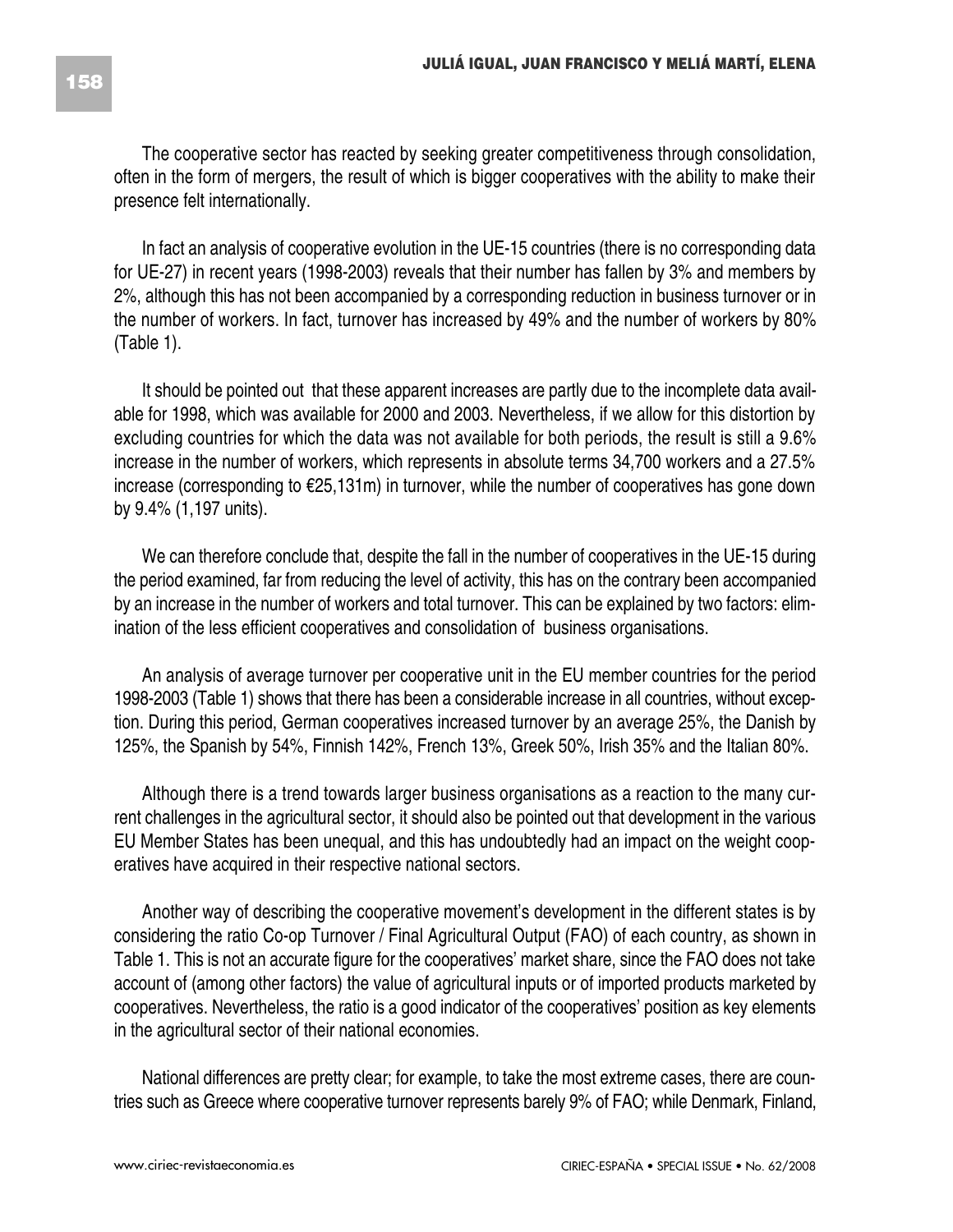The cooperative sector has reacted by seeking greater competitiveness through consolidation, often in the form of mergers, the result of which is bigger cooperatives with the ability to make their presence felt internationally.

In fact an analysis of cooperative evolution in the UE-15 countries (there is no corresponding data for UE-27) in recent years (1998-2003) reveals that their number has fallen by 3% and members by 2%, although this has not been accompanied by a corresponding reduction in business turnover or in the number of workers. In fact, turnover has increased by 49% and the number of workers by 80% (Table 1).

It should be pointed out that these apparent increases are partly due to the incomplete data available for 1998, which was available for 2000 and 2003. Nevertheless, if we allow for this distortion by excluding countries for which the data was not available for both periods, the result is still a 9.6% increase in the number of workers, which represents in absolute terms 34,700 workers and a 27.5% increase (corresponding to €25,131m) in turnover, while the number of cooperatives has gone down by 9.4% (1,197 units).

We can therefore conclude that, despite the fall in the number of cooperatives in the UE-15 during the period examined, far from reducing the level of activity, this has on the contrary been accompanied by an increase in the number of workers and total turnover. This can be explained by two factors: elimination of the less efficient cooperatives and consolidation of business organisations.

An analysis of average turnover per cooperative unit in the EU member countries for the period 1998-2003 (Table 1) shows that there has been a considerable increase in all countries, without exception. During this period, German cooperatives increased turnover by an average 25%, the Danish by 125%, the Spanish by 54%, Finnish 142%, French 13%, Greek 50%, Irish 35% and the Italian 80%.

Although there is a trend towards larger business organisations as a reaction to the many current challenges in the agricultural sector, it should also be pointed out that development in the various EU Member States has been unequal, and this has undoubtedly had an impact on the weight cooperatives have acquired in their respective national sectors.

Another way of describing the cooperative movement's development in the different states is by considering the ratio Co-op Turnover / Final Agricultural Output (FAO) of each country, as shown in Table 1. This is not an accurate figure for the cooperatives' market share, since the FAO does not take account of (among other factors) the value of agricultural inputs or of imported products marketed by cooperatives. Nevertheless, the ratio is a good indicator of the cooperatives' position as key elements in the agricultural sector of their national economies.

National differences are pretty clear; for example, to take the most extreme cases, there are countries such as Greece where cooperative turnover represents barely 9% of FAO; while Denmark, Finland,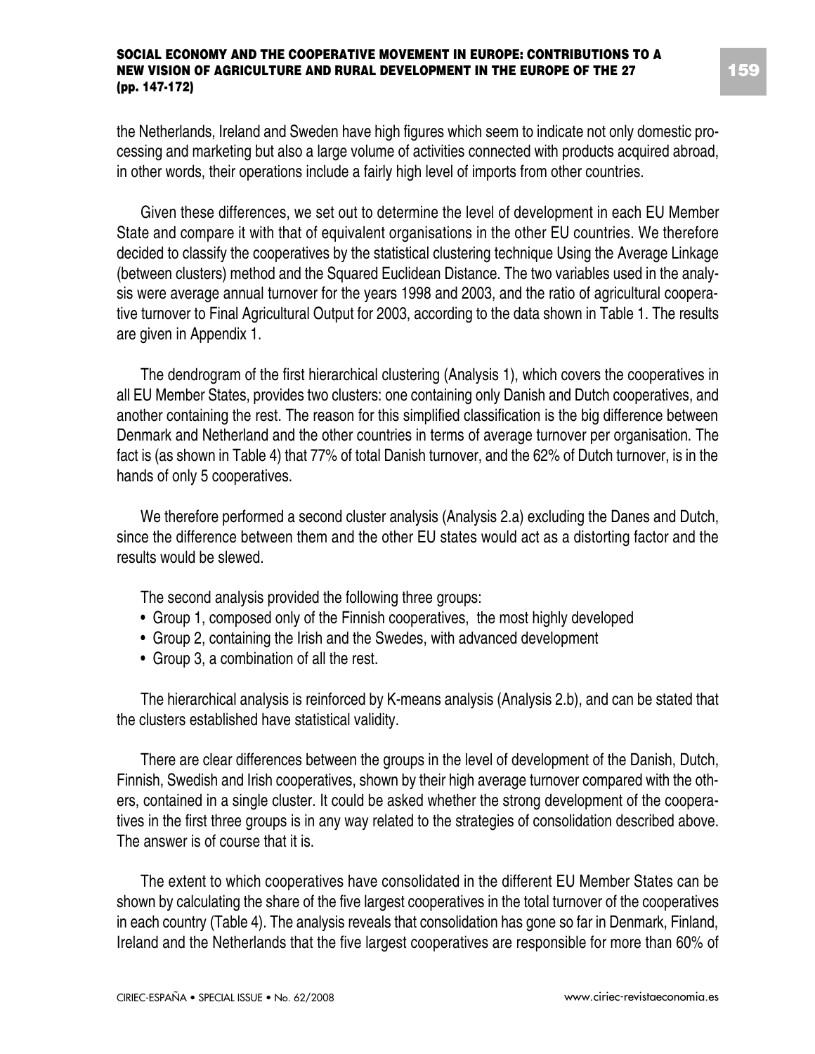the Netherlands, Ireland and Sweden have high figures which seem to indicate not only domestic processing and marketing but also a large volume of activities connected with products acquired abroad, in other words, their operations include a fairly high level of imports from other countries.

Given these differences, we set out to determine the level of development in each EU Member State and compare it with that of equivalent organisations in the other EU countries. We therefore decided to classify the cooperatives by the statistical clustering technique Using the Average Linkage (between clusters) method and the Squared Euclidean Distance. The two variables used in the analysis were average annual turnover for the years 1998 and 2003, and the ratio of agricultural cooperative turnover to Final Agricultural Output for 2003, according to the data shown in Table 1. The results are given in Appendix 1.

The dendrogram of the first hierarchical clustering (Analysis 1), which covers the cooperatives in all EU Member States, provides two clusters: one containing only Danish and Dutch cooperatives, and another containing the rest. The reason for this simplified classification is the big difference between Denmark and Netherland and the other countries in terms of average turnover per organisation. The fact is (as shown in Table 4) that 77% of total Danish turnover, and the 62% of Dutch turnover, is in the hands of only 5 cooperatives.

We therefore performed a second cluster analysis (Analysis 2.a) excluding the Danes and Dutch, since the difference between them and the other EU states would act as a distorting factor and the results would be slewed.

The second analysis provided the following three groups:

- Group 1, composed only of the Finnish cooperatives, the most highly developed
- Group 2, containing the Irish and the Swedes, with advanced development
- Group 3, a combination of all the rest.

The hierarchical analysis is reinforced by K-means analysis (Analysis 2.b), and can be stated that the clusters established have statistical validity.

There are clear differences between the groups in the level of development of the Danish, Dutch, Finnish, Swedish and Irish cooperatives, shown by their high average turnover compared with the others, contained in a single cluster. It could be asked whether the strong development of the cooperatives in the first three groups is in any way related to the strategies of consolidation described above. The answer is of course that it is.

The extent to which cooperatives have consolidated in the different EU Member States can be shown by calculating the share of the five largest cooperatives in the total turnover of the cooperatives in each country (Table 4). The analysis reveals that consolidation has gone so far in Denmark, Finland, Ireland and the Netherlands that the five largest cooperatives are responsible for more than 60% of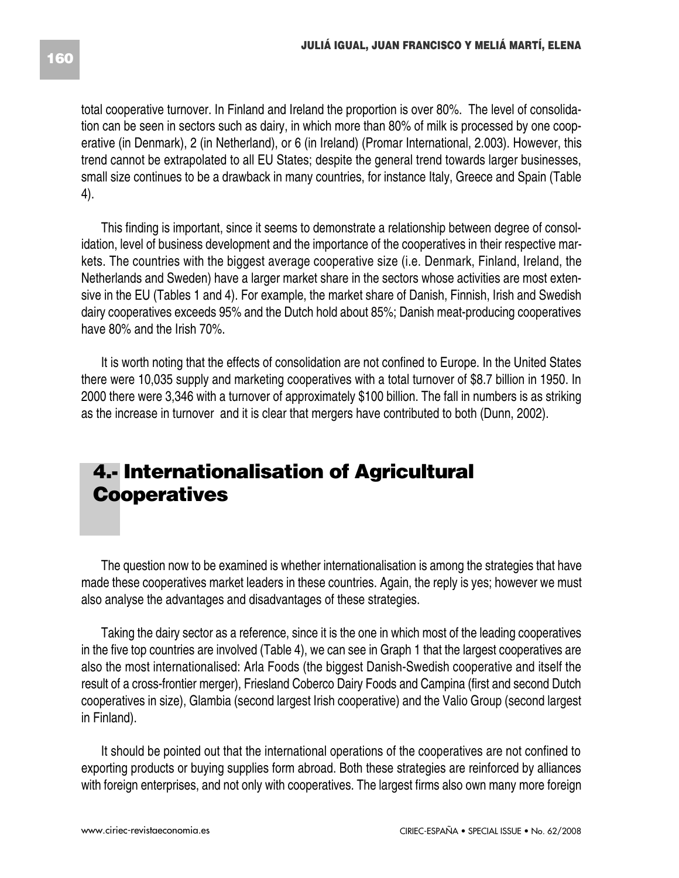total cooperative turnover. In Finland and Ireland the proportion is over 80%. The level of consolidation can be seen in sectors such as dairy, in which more than 80% of milk is processed by one cooperative (in Denmark), 2 (in Netherland), or 6 (in Ireland) (Promar International, 2.003). However, this trend cannot be extrapolated to all EU States; despite the general trend towards larger businesses, small size continues to be a drawback in many countries, for instance Italy, Greece and Spain (Table 4).

This finding is important, since it seems to demonstrate a relationship between degree of consolidation, level of business development and the importance of the cooperatives in their respective markets. The countries with the biggest average cooperative size (i.e. Denmark, Finland, Ireland, the Netherlands and Sweden) have a larger market share in the sectors whose activities are most extensive in the EU (Tables 1 and 4). For example, the market share of Danish, Finnish, Irish and Swedish dairy cooperatives exceeds 95% and the Dutch hold about 85%; Danish meat-producing cooperatives have 80% and the Irish 70%.

It is worth noting that the effects of consolidation are not confined to Europe. In the United States there were 10,035 supply and marketing cooperatives with a total turnover of $8.7 billion in 1950. In 2000 there were 3,346 with a turnover of approximately $100 billion. The fall in numbers is as striking as the increase in turnover and it is clear that mergers have contributed to both (Dunn, 2002).

## 4.- Internationalisation of Agricultural Cooperatives

The question now to be examined is whether internationalisation is among the strategies that have made these cooperatives market leaders in these countries. Again, the reply is yes; however we must also analyse the advantages and disadvantages of these strategies.

Taking the dairy sector as a reference, since it is the one in which most of the leading cooperatives in the five top countries are involved (Table 4), we can see in Graph 1 that the largest cooperatives are also the most internationalised: Arla Foods (the biggest Danish-Swedish cooperative and itself the result of a cross-frontier merger), Friesland Coberco Dairy Foods and Campina (first and second Dutch cooperatives in size), Glambia (second largest Irish cooperative) and the Valio Group (second largest in Finland).

It should be pointed out that the international operations of the cooperatives are not confined to exporting products or buying supplies form abroad. Both these strategies are reinforced by alliances with foreign enterprises, and not only with cooperatives. The largest firms also own many more foreign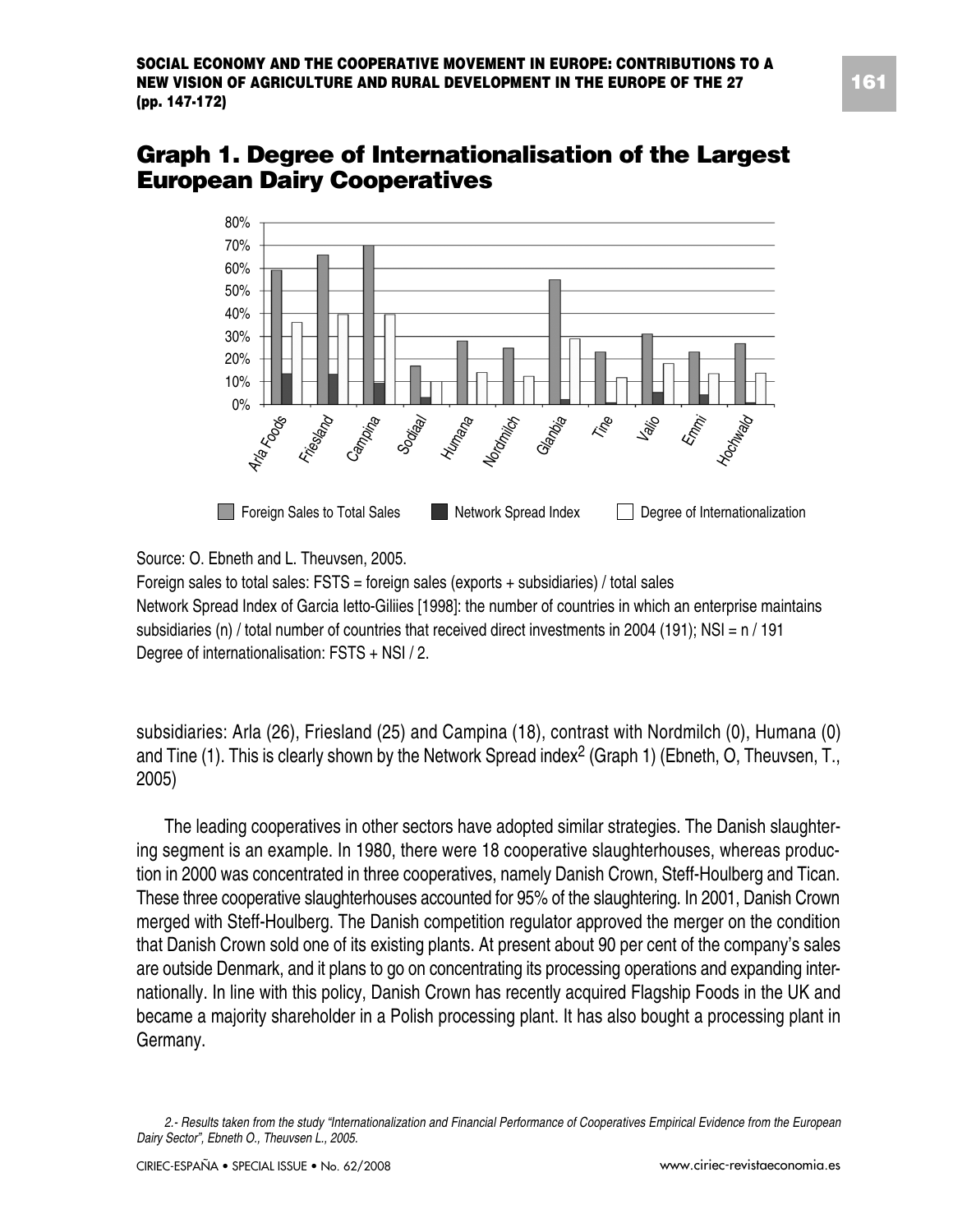## Graph 1. Degree of Internationalisation of the Largest European Dairy Cooperatives

Source: O. Ebneth and L. Theuvsen, 2005.

Foreign sales to total sales: FSTS = foreign sales (exports + subsidiaries) / total sales

Network Spread Index of Garcia letto-Giliies [1998]: the number of countries in which an enterprise maintains subsidiaries (n) / total number of countries that received direct investments in 2004 (191); NSI = n / 191

Degree of internationalisation: FSTS + NSI / 2.

subsidiaries: Arla (26), Friesland (25) and Campina (18), contrast with Nordmilch (0), Humana (0) and Tine (1). This is clearly shown by the Network Spread index[2] (Graph 1) (Ebneth, O, Theuvsen, T., 2005)

The leading cooperatives in other sectors have adopted similar strategies. The Danish slaughtering segment is an example. In 1980, there were 18 cooperative slaughterhouses, whereas production in 2000 was concentrated in three cooperatives, namely Danish Crown, Steff-Houlberg and Tican. These three cooperative slaughterhouses accounted for 95% of the slaughtering. In 2001, Danish Crown merged with Steff-Houlberg. The Danish competition regulator approved the merger on the condition that Danish Crown sold one of its existing plants. At present about 90 per cent of the company's sales are outside Denmark, and it plans to go on concentrating its processing operations and expanding internationally. In line with this policy, Danish Crown has recently acquired Flagship Foods in the UK and became a majority shareholder in a Polish processing plant. It has also bought a processing plant in Germany.

*2.- Results taken from the study "Internationalization and Financial Performance of Cooperatives Empirical Evidence from the European Dairy Sector", Ebneth O., Theuvsen L., 2005.*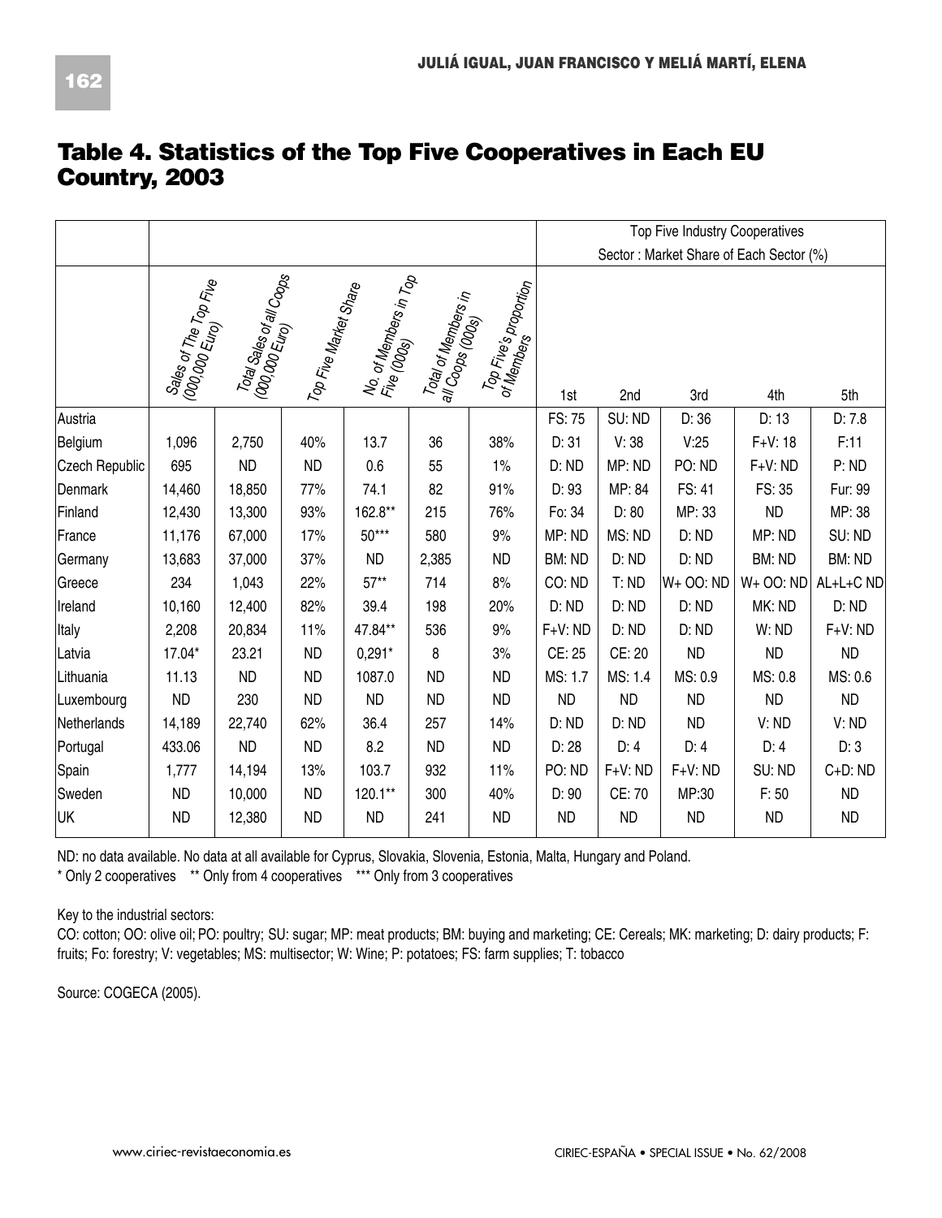## Table 4. Statistics of the Top Five Cooperatives in Each EU Country, 2003

| | | | | | | | Top Five Industry Cooperatives<br>Sector : Market Share of Each Sector (%) | | | | |
|---|---|---|---|---|---|---|---|---|---|---|---|
| | Sales of The Top Five (000,000 Euro) | Total Sales of all Coops (000,000 Euro) | Top Five Market Share | No. of Members in Top Five (000s) | Total of Members in all Coops (000s) | Top Five's proportion of Members | 1st | 2nd | 3rd | 4th | 5th |
| Austria | | | | | | | FS: 75 | SU: ND | D: 36 | D: 13 | D: 7.8 |
| Belgium | 1,096 | 2,750 | 40% | 13.7 | 36 | 38% | D: 31 | V: 38 | V:25 | F+V: 18 | F:11 |
| Czech Republic | 695 | ND | ND | 0.6 | 55 | 1% | D: ND | MP: ND | PO: ND | F+V: ND | P: ND |
| Denmark | 14,460 | 18,850 | 77% | 74.1 | 82 | 91% | D: 93 | MP: 84 | FS: 41 | FS: 35 | Fur: 99 |
| Finland | 12,430 | 13,300 | 93% | 162.8** | 215 | 76% | Fo: 34 | D: 80 | MP: 33 | ND | MP: 38 |
| France | 11,176 | 67,000 | 17% | 50*** | 580 | 9% | MP: ND | MS: ND | D: ND | MP: ND | SU: ND |
| Germany | 13,683 | 37,000 | 37% | ND | 2,385 | ND | BM: ND | D: ND | D: ND | BM: ND | BM: ND |
| Greece | 234 | 1,043 | 22% | 57** | 714 | 8% | CO: ND | T: ND | W+ OO: ND | W+ OO: ND | AL+L+C ND |
| Ireland | 10,160 | 12,400 | 82% | 39.4 | 198 | 20% | D: ND | D: ND | D: ND | MK: ND | D: ND |
| Italy | 2,208 | 20,834 | 11% | 47.84** | 536 | 9% | F+V: ND | D: ND | D: ND | W: ND | F+V: ND |
| Latvia | 17.04* | 23.21 | ND | 0,291* | 8 | 3% | CE: 25 | CE: 20 | ND | ND | ND |
| Lithuania | 11.13 | ND | ND | 1087.0 | ND | ND | MS: 1.7 | MS: 1.4 | MS: 0.9 | MS: 0.8 | MS: 0.6 |
| Luxembourg | ND | 230 | ND | ND | ND | ND | ND | ND | ND | ND | ND |
| Netherlands | 14,189 | 22,740 | 62% | 36.4 | 257 | 14% | D: ND | D: ND | ND | V: ND | V: ND |
| Portugal | 433.06 | ND | ND | 8.2 | ND | ND | D: 28 | D: 4 | D: 4 | D: 4 | D: 3 |
| Spain | 1,777 | 14,194 | 13% | 103.7 | 932 | 11% | PO: ND | F+V: ND | F+V: ND | SU: ND | C+D: ND |
| Sweden | ND | 10,000 | ND | 120.1** | 300 | 40% | D: 90 | CE: 70 | MP:30 | F: 50 | ND |
| UK | ND | 12,380 | ND | ND | 241 | ND | ND | ND | ND | ND | ND |

ND: no data available. No data at all available for Cyprus, Slovakia, Slovenia, Estonia, Malta, Hungary and Poland.

\* Only 2 cooperatives ** Only from 4 cooperatives *** Only from 3 cooperatives

Key to the industrial sectors:

CO: cotton; OO: olive oil; PO: poultry; SU: sugar; MP: meat products; BM: buying and marketing; CE: Cereals; MK: marketing; D: dairy products; F: fruits; Fo: forestry; V: vegetables; MS: multisector; W: Wine; P: potatoes; FS: farm supplies; T: tobacco

Source: COGECA (2005).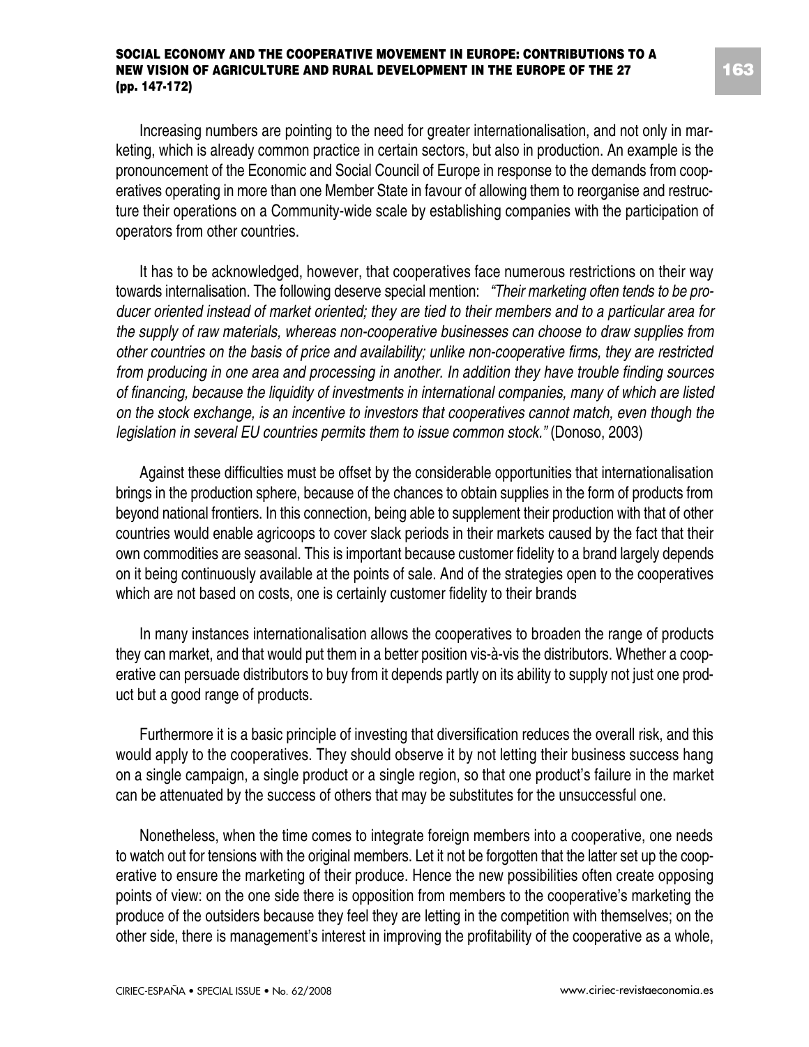Increasing numbers are pointing to the need for greater internationalisation, and not only in marketing, which is already common practice in certain sectors, but also in production. An example is the pronouncement of the Economic and Social Council of Europe in response to the demands from cooperatives operating in more than one Member State in favour of allowing them to reorganise and restructure their operations on a Community-wide scale by establishing companies with the participation of operators from other countries.

It has to be acknowledged, however, that cooperatives face numerous restrictions on their way towards internalisation. The following deserve special mention: *"Their marketing often tends to be producer oriented instead of market oriented; they are tied to their members and to a particular area for the supply of raw materials, whereas non-cooperative businesses can choose to draw supplies from other countries on the basis of price and availability; unlike non-cooperative firms, they are restricted from producing in one area and processing in another. In addition they have trouble finding sources of financing, because the liquidity of investments in international companies, many of which are listed on the stock exchange, is an incentive to investors that cooperatives cannot match, even though the legislation in several EU countries permits them to issue common stock."* (Donoso, 2003)

Against these difficulties must be offset by the considerable opportunities that internationalisation brings in the production sphere, because of the chances to obtain supplies in the form of products from beyond national frontiers. In this connection, being able to supplement their production with that of other countries would enable agricoops to cover slack periods in their markets caused by the fact that their own commodities are seasonal. This is important because customer fidelity to a brand largely depends on it being continuously available at the points of sale. And of the strategies open to the cooperatives which are not based on costs, one is certainly customer fidelity to their brands

In many instances internationalisation allows the cooperatives to broaden the range of products they can market, and that would put them in a better position vis-à-vis the distributors. Whether a cooperative can persuade distributors to buy from it depends partly on its ability to supply not just one product but a good range of products.

Furthermore it is a basic principle of investing that diversification reduces the overall risk, and this would apply to the cooperatives. They should observe it by not letting their business success hang on a single campaign, a single product or a single region, so that one product's failure in the market can be attenuated by the success of others that may be substitutes for the unsuccessful one.

Nonetheless, when the time comes to integrate foreign members into a cooperative, one needs to watch out for tensions with the original members. Let it not be forgotten that the latter set up the cooperative to ensure the marketing of their produce. Hence the new possibilities often create opposing points of view: on the one side there is opposition from members to the cooperative's marketing the produce of the outsiders because they feel they are letting in the competition with themselves; on the other side, there is management's interest in improving the profitability of the cooperative as a whole,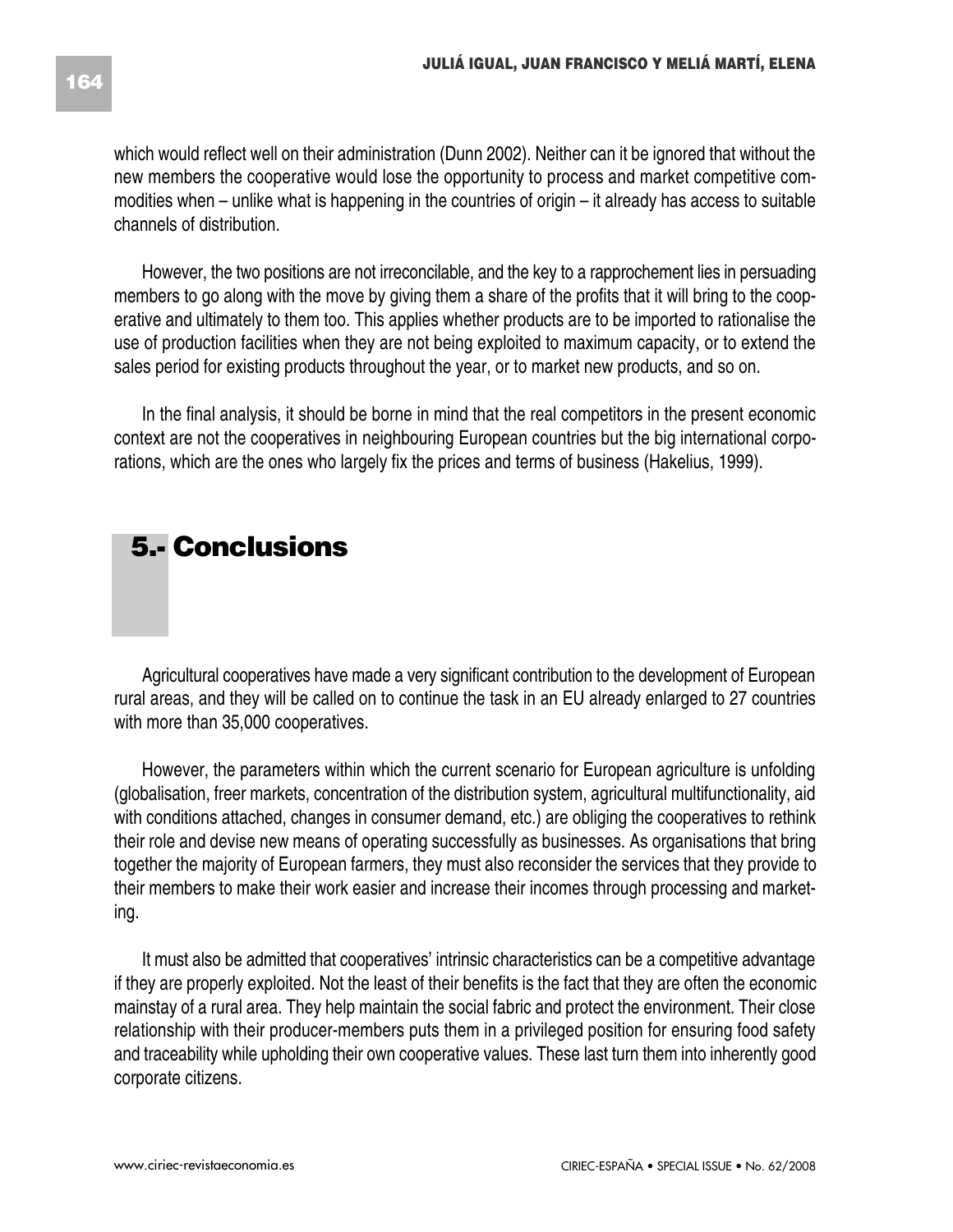which would reflect well on their administration (Dunn 2002). Neither can it be ignored that without the new members the cooperative would lose the opportunity to process and market competitive commodities when – unlike what is happening in the countries of origin – it already has access to suitable channels of distribution.

However, the two positions are not irreconcilable, and the key to a rapprochement lies in persuading members to go along with the move by giving them a share of the profits that it will bring to the cooperative and ultimately to them too. This applies whether products are to be imported to rationalise the use of production facilities when they are not being exploited to maximum capacity, or to extend the sales period for existing products throughout the year, or to market new products, and so on.

In the final analysis, it should be borne in mind that the real competitors in the present economic context are not the cooperatives in neighbouring European countries but the big international corporations, which are the ones who largely fix the prices and terms of business (Hakelius, 1999).

## 5.- Conclusions

Agricultural cooperatives have made a very significant contribution to the development of European rural areas, and they will be called on to continue the task in an EU already enlarged to 27 countries with more than 35,000 cooperatives.

However, the parameters within which the current scenario for European agriculture is unfolding (globalisation, freer markets, concentration of the distribution system, agricultural multifunctionality, aid with conditions attached, changes in consumer demand, etc.) are obliging the cooperatives to rethink their role and devise new means of operating successfully as businesses. As organisations that bring together the majority of European farmers, they must also reconsider the services that they provide to their members to make their work easier and increase their incomes through processing and marketing.

It must also be admitted that cooperatives' intrinsic characteristics can be a competitive advantage if they are properly exploited. Not the least of their benefits is the fact that they are often the economic mainstay of a rural area. They help maintain the social fabric and protect the environment. Their close relationship with their producer-members puts them in a privileged position for ensuring food safety and traceability while upholding their own cooperative values. These last turn them into inherently good corporate citizens.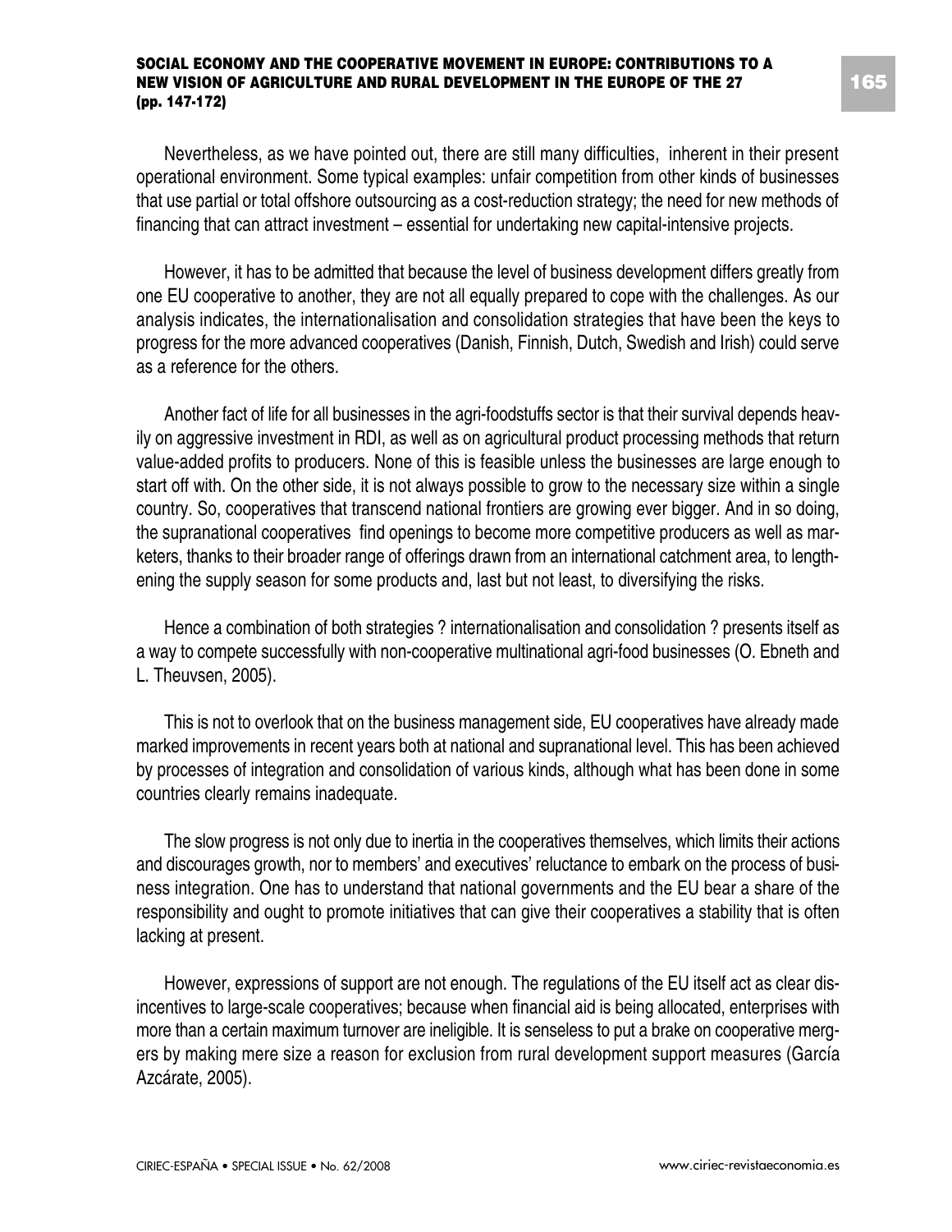Nevertheless, as we have pointed out, there are still many difficulties, inherent in their present operational environment. Some typical examples: unfair competition from other kinds of businesses that use partial or total offshore outsourcing as a cost-reduction strategy; the need for new methods of financing that can attract investment – essential for undertaking new capital-intensive projects.

However, it has to be admitted that because the level of business development differs greatly from one EU cooperative to another, they are not all equally prepared to cope with the challenges. As our analysis indicates, the internationalisation and consolidation strategies that have been the keys to progress for the more advanced cooperatives (Danish, Finnish, Dutch, Swedish and Irish) could serve as a reference for the others.

Another fact of life for all businesses in the agri-foodstuffs sector is that their survival depends heavily on aggressive investment in RDI, as well as on agricultural product processing methods that return value-added profits to producers. None of this is feasible unless the businesses are large enough to start off with. On the other side, it is not always possible to grow to the necessary size within a single country. So, cooperatives that transcend national frontiers are growing ever bigger. And in so doing, the supranational cooperatives find openings to become more competitive producers as well as marketers, thanks to their broader range of offerings drawn from an international catchment area, to lengthening the supply season for some products and, last but not least, to diversifying the risks.

Hence a combination of both strategies ? internationalisation and consolidation ? presents itself as a way to compete successfully with non-cooperative multinational agri-food businesses (O. Ebneth and L. Theuvsen, 2005).

This is not to overlook that on the business management side, EU cooperatives have already made marked improvements in recent years both at national and supranational level. This has been achieved by processes of integration and consolidation of various kinds, although what has been done in some countries clearly remains inadequate.

The slow progress is not only due to inertia in the cooperatives themselves, which limits their actions and discourages growth, nor to members' and executives' reluctance to embark on the process of business integration. One has to understand that national governments and the EU bear a share of the responsibility and ought to promote initiatives that can give their cooperatives a stability that is often lacking at present.

However, expressions of support are not enough. The regulations of the EU itself act as clear disincentives to large-scale cooperatives; because when financial aid is being allocated, enterprises with more than a certain maximum turnover are ineligible. It is senseless to put a brake on cooperative mergers by making mere size a reason for exclusion from rural development support measures (García Azcárate, 2005).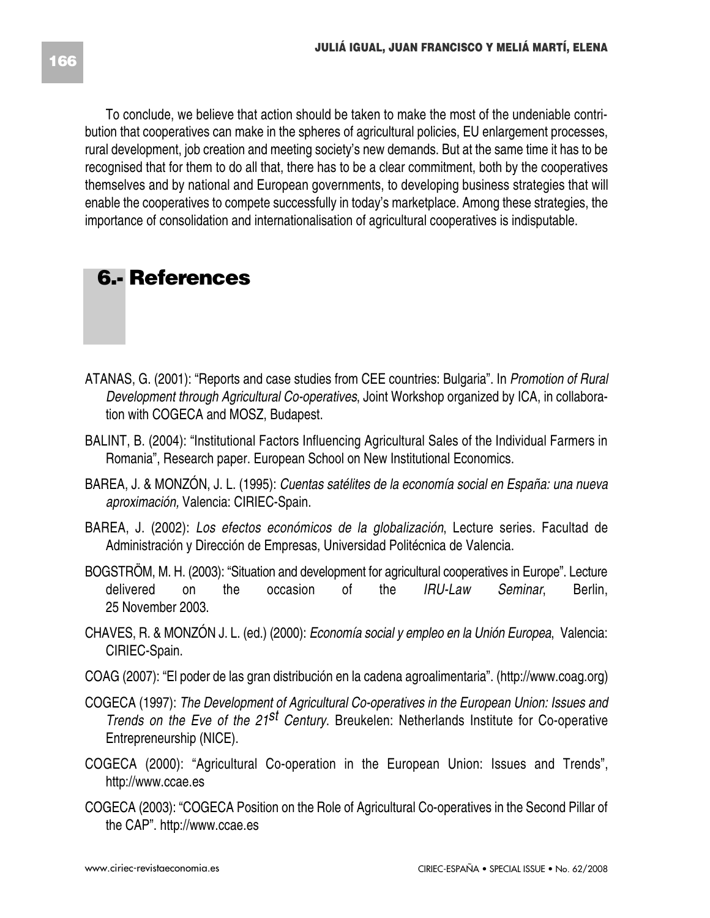To conclude, we believe that action should be taken to make the most of the undeniable contribution that cooperatives can make in the spheres of agricultural policies, EU enlargement processes, rural development, job creation and meeting society's new demands. But at the same time it has to be recognised that for them to do all that, there has to be a clear commitment, both by the cooperatives themselves and by national and European governments, to developing business strategies that will enable the cooperatives to compete successfully in today's marketplace. Among these strategies, the importance of consolidation and internationalisation of agricultural cooperatives is indisputable.

## 6.- References

ATANAS, G. (2001): "Reports and case studies from CEE countries: Bulgaria". In *Promotion of Rural Development through Agricultural Co-operatives*, Joint Workshop organized by ICA, in collaboration with COGECA and MOSZ, Budapest.

BALINT, B. (2004): "Institutional Factors Influencing Agricultural Sales of the Individual Farmers in Romania", Research paper. European School on New Institutional Economics.

BAREA, J. & MONZÓN, J. L. (1995): *Cuentas satélites de la economía social en España: una nueva aproximación,* Valencia: CIRIEC-Spain.

BAREA, J. (2002): *Los efectos económicos de la globalización*, Lecture series. Facultad de Administración y Dirección de Empresas, Universidad Politécnica de Valencia.

BOGSTRÖM, M. H. (2003): "Situation and development for agricultural cooperatives in Europe". Lecture delivered on the occasion of the *IRU-Law Seminar*, Berlin, 25 November 2003.

CHAVES, R. & MONZÓN J. L. (ed.) (2000): *Economía social y empleo en la Unión Europea*, Valencia: CIRIEC-Spain.

COAG (2007): "El poder de las gran distribución en la cadena agroalimentaria". (http://www.coag.org)

COGECA (1997): *The Development of Agricultural Co-operatives in the European Union: Issues and Trends on the Eve of the 21st Century*. Breukelen: Netherlands Institute for Co-operative Entrepreneurship (NICE).

COGECA (2000): "Agricultural Co-operation in the European Union: Issues and Trends", http://www.ccae.es

COGECA (2003): "COGECA Position on the Role of Agricultural Co-operatives in the Second Pillar of the CAP". http://www.ccae.es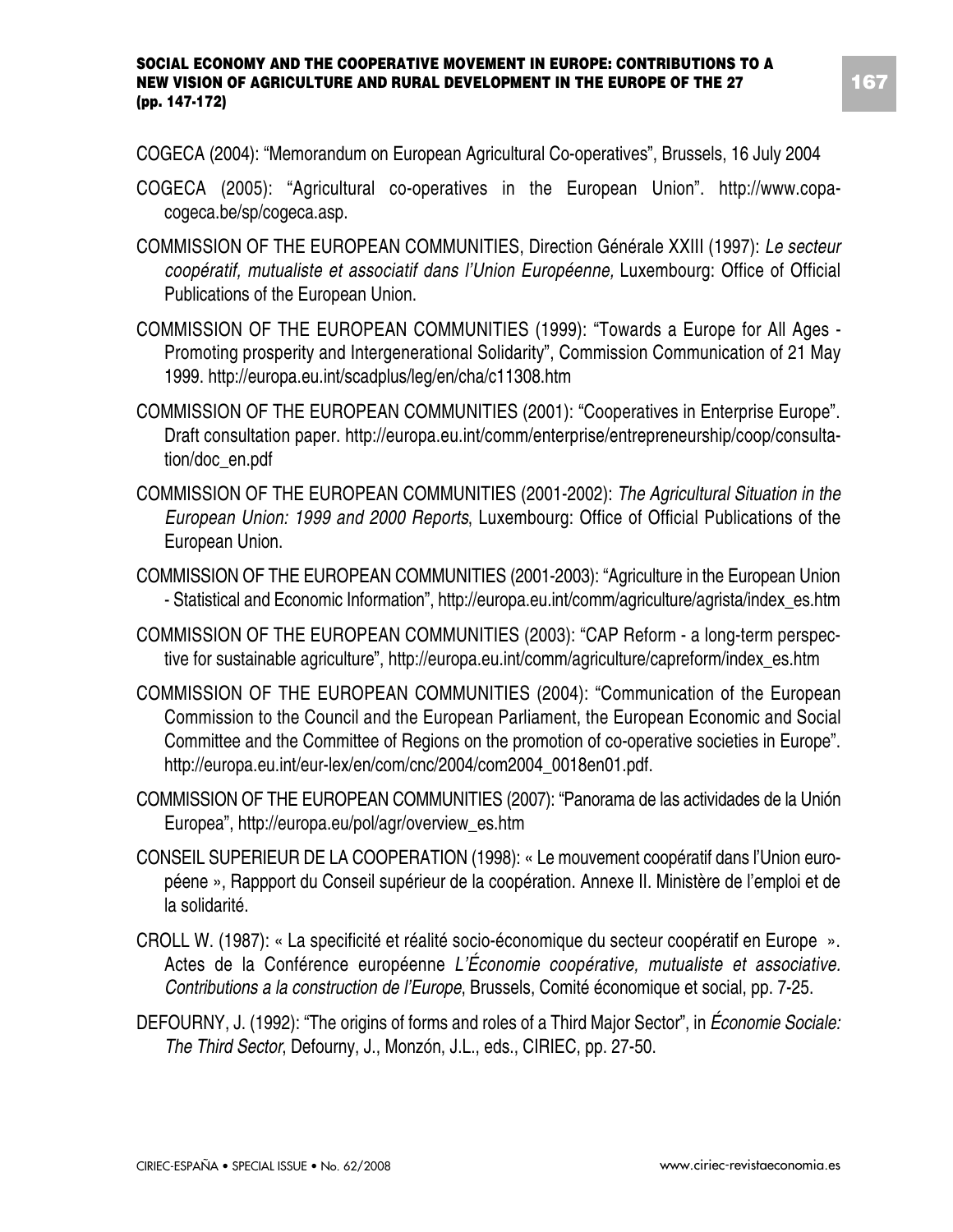COGECA (2004): "Memorandum on European Agricultural Co-operatives", Brussels, 16 July 2004

COGECA (2005): "Agricultural co-operatives in the European Union". http://www.copa-cogeca.be/sp/cogeca.asp.

COMMISSION OF THE EUROPEAN COMMUNITIES, Direction Générale XXIII (1997): *Le secteur coopératif, mutualiste et associatif dans l'Union Européenne,* Luxembourg: Office of Official Publications of the European Union.

COMMISSION OF THE EUROPEAN COMMUNITIES (1999): "Towards a Europe for All Ages - Promoting prosperity and Intergenerational Solidarity", Commission Communication of 21 May 1999. http://europa.eu.int/scadplus/leg/en/cha/c11308.htm

COMMISSION OF THE EUROPEAN COMMUNITIES (2001): "Cooperatives in Enterprise Europe". Draft consultation paper. http://europa.eu.int/comm/enterprise/entrepreneurship/coop/consultation/doc_en.pdf

COMMISSION OF THE EUROPEAN COMMUNITIES (2001-2002): *The Agricultural Situation in the European Union: 1999 and 2000 Reports*, Luxembourg: Office of Official Publications of the European Union.

COMMISSION OF THE EUROPEAN COMMUNITIES (2001-2003): "Agriculture in the European Union - Statistical and Economic Information", http://europa.eu.int/comm/agriculture/agrista/index_es.htm

COMMISSION OF THE EUROPEAN COMMUNITIES (2003): "CAP Reform - a long-term perspective for sustainable agriculture", http://europa.eu.int/comm/agriculture/capreform/index_es.htm

COMMISSION OF THE EUROPEAN COMMUNITIES (2004): "Communication of the European Commission to the Council and the European Parliament, the European Economic and Social Committee and the Committee of Regions on the promotion of co-operative societies in Europe". http://europa.eu.int/eur-lex/en/com/cnc/2004/com2004_0018en01.pdf.

COMMISSION OF THE EUROPEAN COMMUNITIES (2007): "Panorama de las actividades de la Unión Europea", http://europa.eu/pol/agr/overview_es.htm

CONSEIL SUPERIEUR DE LA COOPERATION (1998): « Le mouvement coopératif dans l'Union européene », Rappport du Conseil supérieur de la coopération. Annexe II. Ministère de l'emploi et de la solidarité.

CROLL W. (1987): « La specificité et réalité socio-économique du secteur coopératif en Europe ». Actes de la Conférence européenne *L'Économie coopérative, mutualiste et associative. Contributions a la construction de l'Europe*, Brussels, Comité économique et social, pp. 7-25.

DEFOURNY, J. (1992): "The origins of forms and roles of a Third Major Sector", in *Économie Sociale: The Third Sector*, Defourny, J., Monzón, J.L., eds., CIRIEC, pp. 27-50.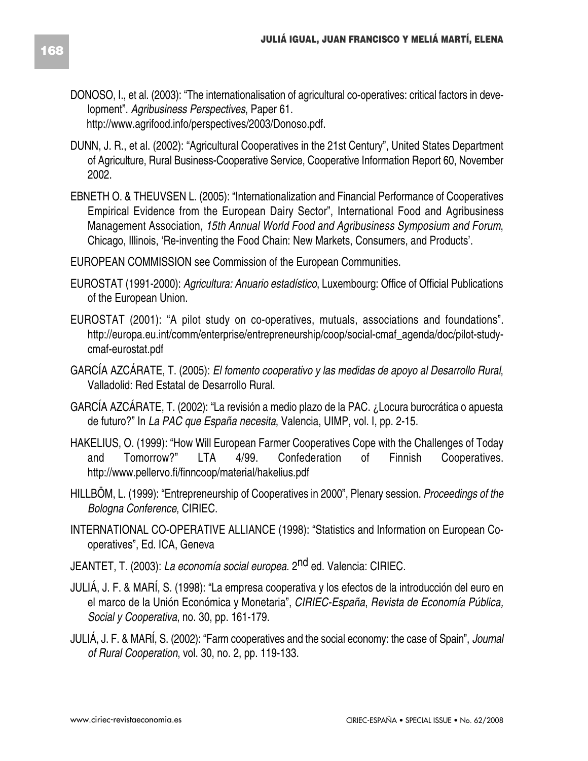DONOSO, I., et al. (2003): "The internationalisation of agricultural co-operatives: critical factors in development". *Agribusiness Perspectives*, Paper 61. http://www.agrifood.info/perspectives/2003/Donoso.pdf.

DUNN, J. R., et al. (2002): "Agricultural Cooperatives in the 21st Century", United States Department of Agriculture, Rural Business-Cooperative Service, Cooperative Information Report 60, November 2002.

EBNETH O. & THEUVSEN L. (2005): "Internationalization and Financial Performance of Cooperatives Empirical Evidence from the European Dairy Sector", International Food and Agribusiness Management Association, *15th Annual World Food and Agribusiness Symposium and Forum*, Chicago, Illinois, 'Re-inventing the Food Chain: New Markets, Consumers, and Products'.

EUROPEAN COMMISSION see Commission of the European Communities.

EUROSTAT (1991-2000): *Agricultura: Anuario estadístico*, Luxembourg: Office of Official Publications of the European Union.

EUROSTAT (2001): "A pilot study on co-operatives, mutuals, associations and foundations". http://europa.eu.int/comm/enterprise/entrepreneurship/coop/social-cmaf_agenda/doc/pilot-study-cmaf-eurostat.pdf

GARCÍA AZCÁRATE, T. (2005): *El fomento cooperativo y las medidas de apoyo al Desarrollo Rural*, Valladolid: Red Estatal de Desarrollo Rural.

GARCÍA AZCÁRATE, T. (2002): "La revisión a medio plazo de la PAC. ¿Locura burocrática o apuesta de futuro?" In *La PAC que España necesita*, Valencia, UIMP, vol. I, pp. 2-15.

HAKELIUS, O. (1999): "How Will European Farmer Cooperatives Cope with the Challenges of Today and Tomorrow?" LTA 4/99. Confederation of Finnish Cooperatives. http://www.pellervo.fi/finncoop/material/hakelius.pdf

HILLBÖM, L. (1999): "Entrepreneurship of Cooperatives in 2000", Plenary session. *Proceedings of the Bologna Conference*, CIRIEC.

INTERNATIONAL CO-OPERATIVE ALLIANCE (1998): "Statistics and Information on European Co-operatives", Ed. ICA, Geneva

JEANTET, T. (2003): *La economía social europea*. 2nd ed. Valencia: CIRIEC.

JULIÁ, J. F. & MARÍ, S. (1998): "La empresa cooperativa y los efectos de la introducción del euro en el marco de la Unión Económica y Monetaria", *CIRIEC-España*, *Revista de Economía Pública, Social y Cooperativa*, no. 30, pp. 161-179.

JULIÁ, J. F. & MARÍ, S. (2002): "Farm cooperatives and the social economy: the case of Spain", *Journal of Rural Cooperation*, vol. 30, no. 2, pp. 119-133.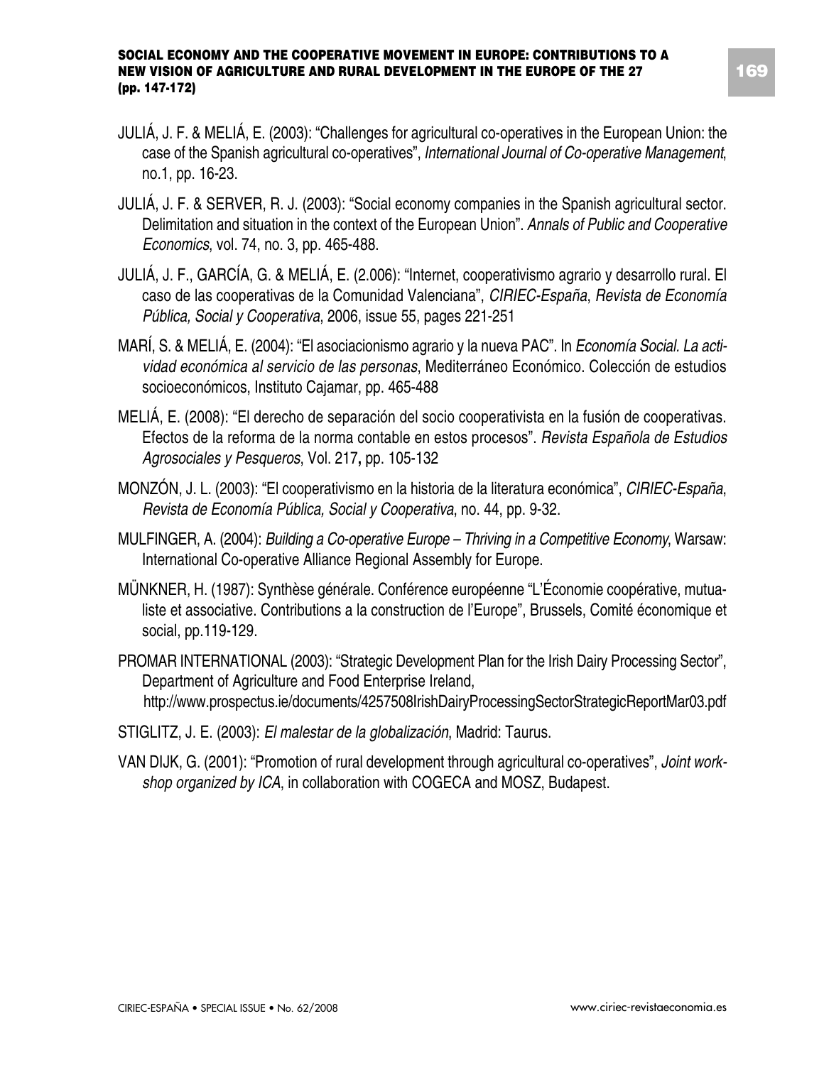JULIÁ, J. F. & MELIÁ, E. (2003): "Challenges for agricultural co-operatives in the European Union: the case of the Spanish agricultural co-operatives", *International Journal of Co-operative Management*, no.1, pp. 16-23.

JULIÁ, J. F. & SERVER, R. J. (2003): "Social economy companies in the Spanish agricultural sector. Delimitation and situation in the context of the European Union". *Annals of Public and Cooperative Economics*, vol. 74, no. 3, pp. 465-488.

JULIÁ, J. F., GARCÍA, G. & MELIÁ, E. (2.006): "Internet, cooperativismo agrario y desarrollo rural. El caso de las cooperativas de la Comunidad Valenciana", *CIRIEC-España*, *Revista de Economía Pública, Social y Cooperativa*, 2006, issue 55, pages 221-251

MARÍ, S. & MELIÁ, E. (2004): "El asociacionismo agrario y la nueva PAC". In *Economía Social. La actividad económica al servicio de las personas*, Mediterráneo Económico. Colección de estudios socioeconómicos, Instituto Cajamar, pp. 465-488

MELIÁ, E. (2008): "El derecho de separación del socio cooperativista en la fusión de cooperativas. Efectos de la reforma de la norma contable en estos procesos". *Revista Española de Estudios Agrosociales y Pesqueros*, Vol. 217**,** pp. 105-132

MONZÓN, J. L. (2003): "El cooperativismo en la historia de la literatura económica", *CIRIEC-España*, *Revista de Economía Pública, Social y Cooperativa*, no. 44, pp. 9-32.

MULFINGER, A. (2004): *Building a Co-operative Europe – Thriving in a Competitive Economy*, Warsaw: International Co-operative Alliance Regional Assembly for Europe.

MÜNKNER, H. (1987): Synthèse générale. Conférence européenne "L'Économie coopérative, mutualiste et associative. Contributions a la construction de l'Europe", Brussels, Comité économique et social, pp.119-129.

PROMAR INTERNATIONAL (2003): "Strategic Development Plan for the Irish Dairy Processing Sector", Department of Agriculture and Food Enterprise Ireland, http://www.prospectus.ie/documents/4257508IrishDairyProcessingSectorStrategicReportMar03.pdf

STIGLITZ, J. E. (2003): *El malestar de la globalización*, Madrid: Taurus.

VAN DIJK, G. (2001): "Promotion of rural development through agricultural co-operatives", *Joint workshop organized by ICA*, in collaboration with COGECA and MOSZ, Budapest.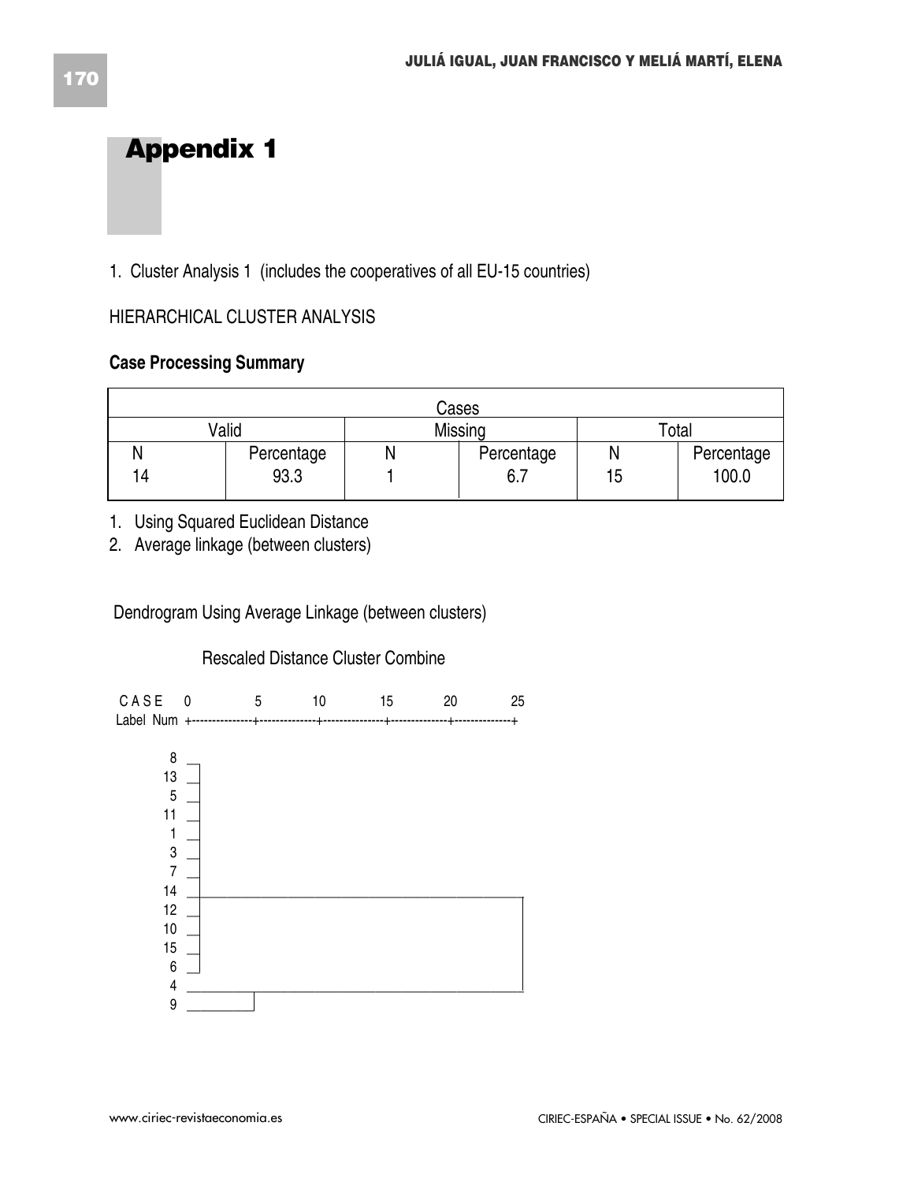# Appendix 1

1. Cluster Analysis 1 (includes the cooperatives of all EU-15 countries)

HIERARCHICAL CLUSTER ANALYSIS

**Case Processing Summary**

| Cases | | | | | |
|---|---|---|---|---|---|
| Valid | | Missing | | Total | |
| N | Percentage | N | Percentage | N | Percentage |
| 14 | 93.3 | 1 | 6.7 | 15 | 100.0 |

1. Using Squared Euclidean Distance
2. Average linkage (between clusters)

Dendrogram Using Average Linkage (between clusters)

Rescaled Distance Cluster Combine

```
C A S E    0         5        10        15        20        25
Label  Num +---------+---------+---------+---------+---------+

     8   ─┐
    13   ─┤
     5   ─┤
    11   ─┤
     1   ─┤
     3   ─┤
     7   ─┤
    14   ─┼─────────────────────────────────────────────────┐
    12   ─┤                                                 │
    10   ─┤                                                 │
    15   ─┤                                                 │
     6   ─┘                                                 │
     4   ─────────┬─────────────────────────────────────────┘
     9   ─────────┘
```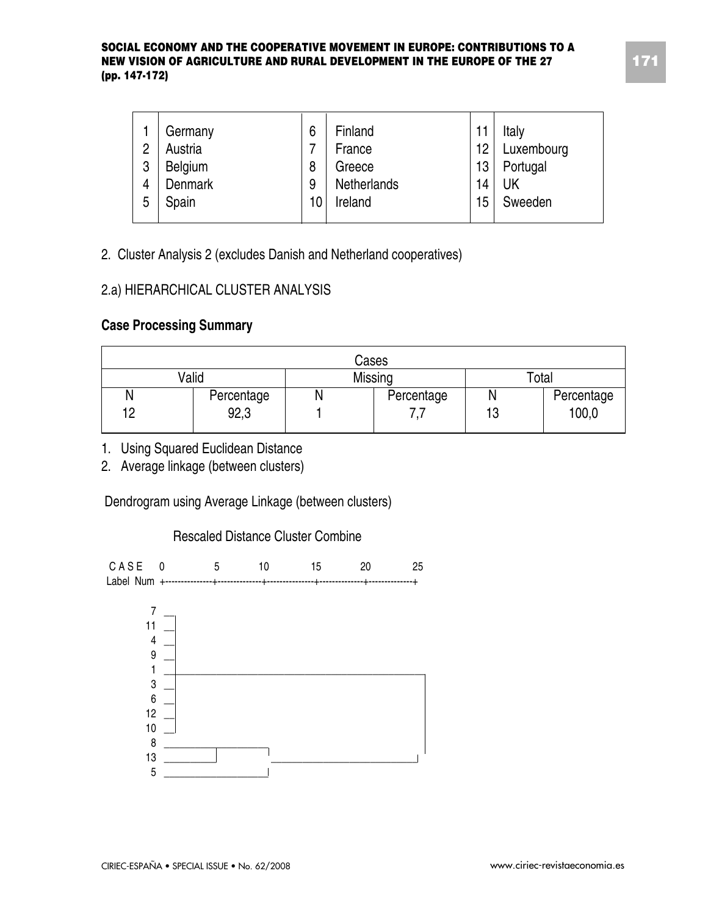| | | | | | |
|---|---|---|---|---|---|
| 1 | Germany | 6 | Finland | 11 | Italy |
| 2 | Austria | 7 | France | 12 | Luxembourg |
| 3 | Belgium | 8 | Greece | 13 | Portugal |
| 4 | Denmark | 9 | Netherlands | 14 | UK |
| 5 | Spain | 10 | Ireland | 15 | Sweeden |

2. Cluster Analysis 2 (excludes Danish and Netherland cooperatives)

2.a) HIERARCHICAL CLUSTER ANALYSIS

**Case Processing Summary**

| Cases | | | | | |
|---|---|---|---|---|---|
| Valid | | Missing | | Total | |
| N | Percentage | N | Percentage | N | Percentage |
| 12 | 92,3 | 1 | 7,7 | 13 | 100,0 |

1. Using Squared Euclidean Distance
2. Average linkage (between clusters)

Dendrogram using Average Linkage (between clusters)

Rescaled Distance Cluster Combine

```
CASE    0         5        10        15        20        25
Label Num +---------+---------+---------+---------+---------+

   7
  11
   4
   9
   1
   3
   6
  12
  10
   8
  13
   5
```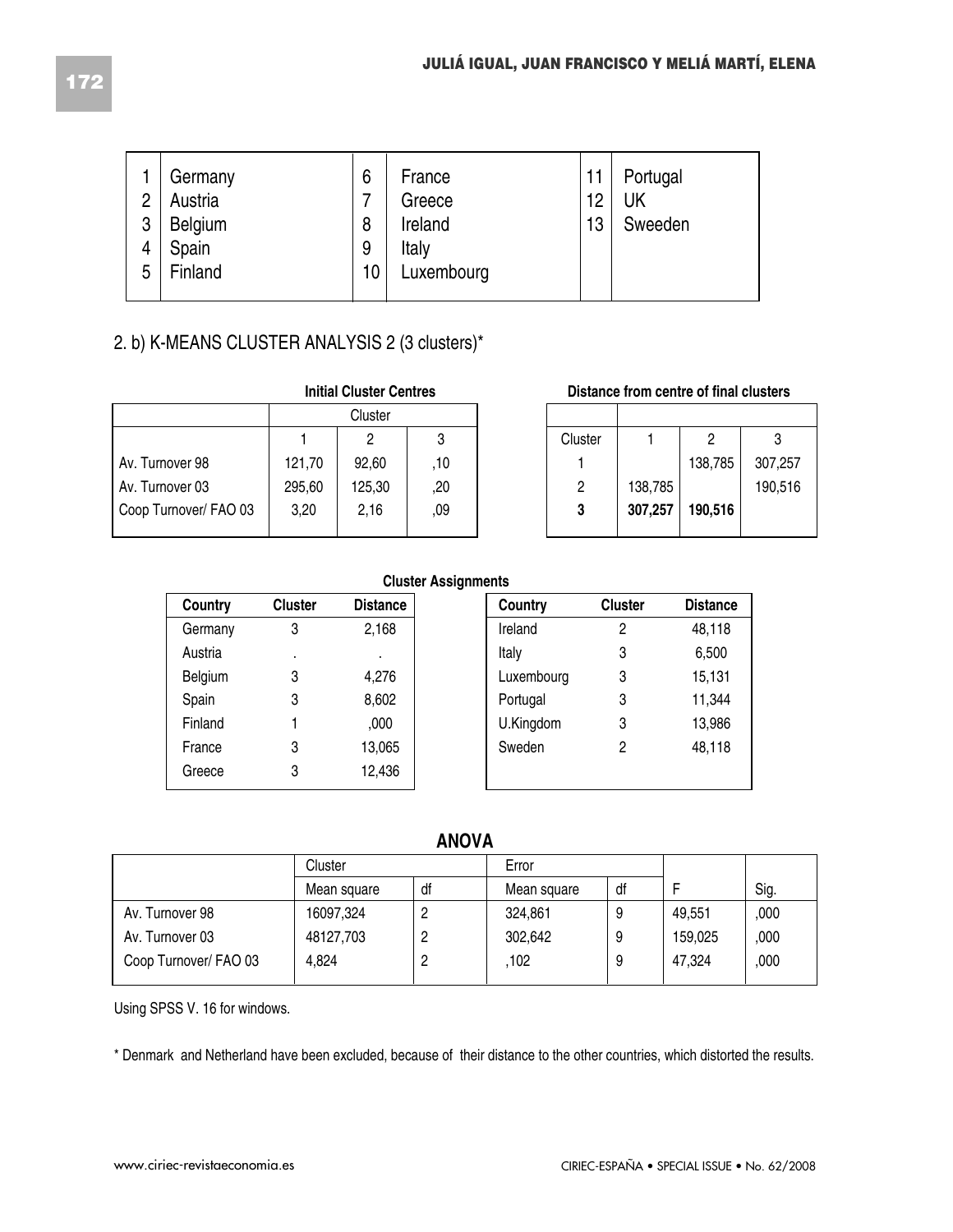| | | | | | |
|---|---|---|---|---|---|
| 1 | Germany | 6 | France | 11 | Portugal |
| 2 | Austria | 7 | Greece | 12 | UK |
| 3 | Belgium | 8 | Ireland | 13 | Sweeden |
| 4 | Spain | 9 | Italy | | |
| 5 | Finland | 10 | Luxembourg | | |

## 2. b) K-MEANS CLUSTER ANALYSIS 2 (3 clusters)*

**Initial Cluster Centres**

| | Cluster | | |
|---|---|---|---|
| | 1 | 2 | 3 |
| Av. Turnover 98 | 121,70 | 92,60 | ,10 |
| Av. Turnover 03 | 295,60 | 125,30 | ,20 |
| Coop Turnover/ FAO 03 | 3,20 | 2,16 | ,09 |

**Distance from centre of final clusters**

| Cluster | 1 | 2 | 3 |
|---|---|---|---|
| 1 | | 138,785 | 307,257 |
| 2 | 138,785 | | 190,516 |
| **3** | **307,257** | **190,516** | |

**Cluster Assignments**

| Country | Cluster | Distance |
|---|---|---|
| Germany | 3 | 2,168 |
| Austria | . | . |
| Belgium | 3 | 4,276 |
| Spain | 3 | 8,602 |
| Finland | 1 | ,000 |
| France | 3 | 13,065 |
| Greece | 3 | 12,436 |

| Country | Cluster | Distance |
|---|---|---|
| Ireland | 2 | 48,118 |
| Italy | 3 | 6,500 |
| Luxembourg | 3 | 15,131 |
| Portugal | 3 | 11,344 |
| U.Kingdom | 3 | 13,986 |
| Sweden | 2 | 48,118 |

**ANOVA**

| | Cluster | | Error | | | |
|---|---|---|---|---|---|---|
| | Mean square | df | Mean square | df | F | Sig. |
| Av. Turnover 98 | 16097,324 | 2 | 324,861 | 9 | 49,551 | ,000 |
| Av. Turnover 03 | 48127,703 | 2 | 302,642 | 9 | 159,025 | ,000 |
| Coop Turnover/ FAO 03 | 4,824 | 2 | ,102 | 9 | 47,324 | ,000 |

Using SPSS V. 16 for windows.

* Denmark and Netherland have been excluded, because of their distance to the other countries, which distorted the results.